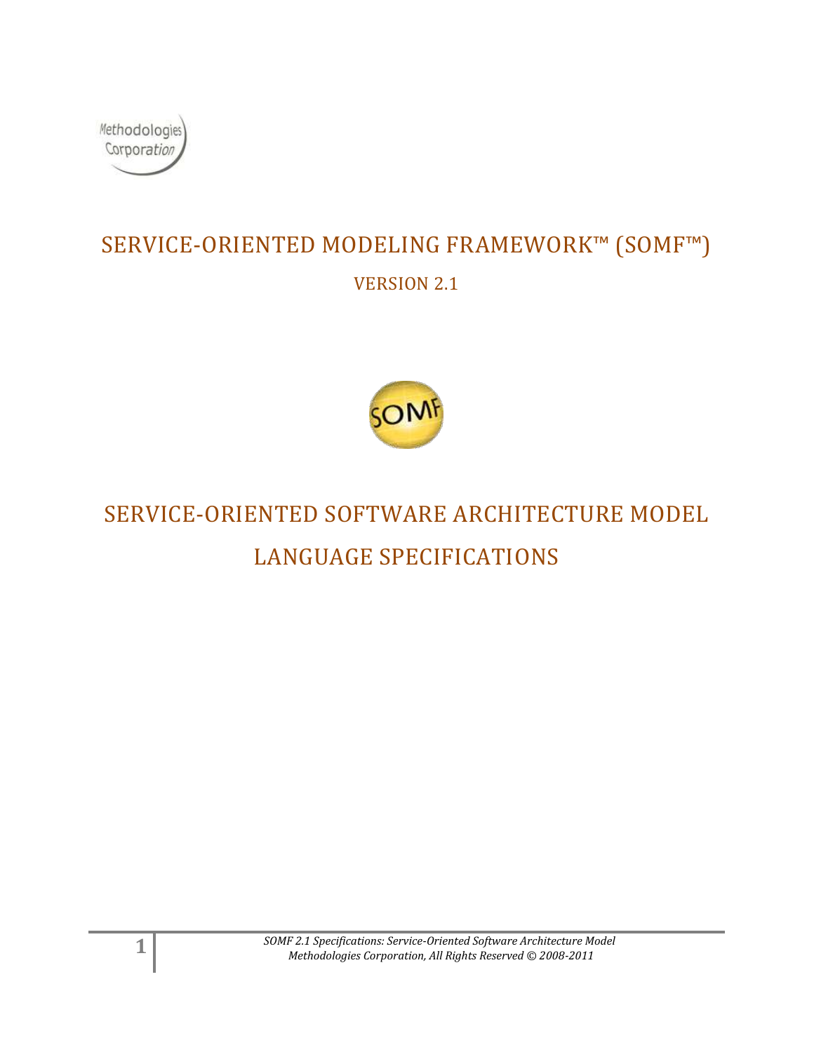Methodologies Corporation

# SERVICE-ORIENTED MODELING FRAMEWORK™ (SOMF™)

VERSION 2.1

SOMF

# SERVICE-ORIENTED SOFTWARE ARCHITECTURE MODEL LANGUAGE SPECIFICATIONS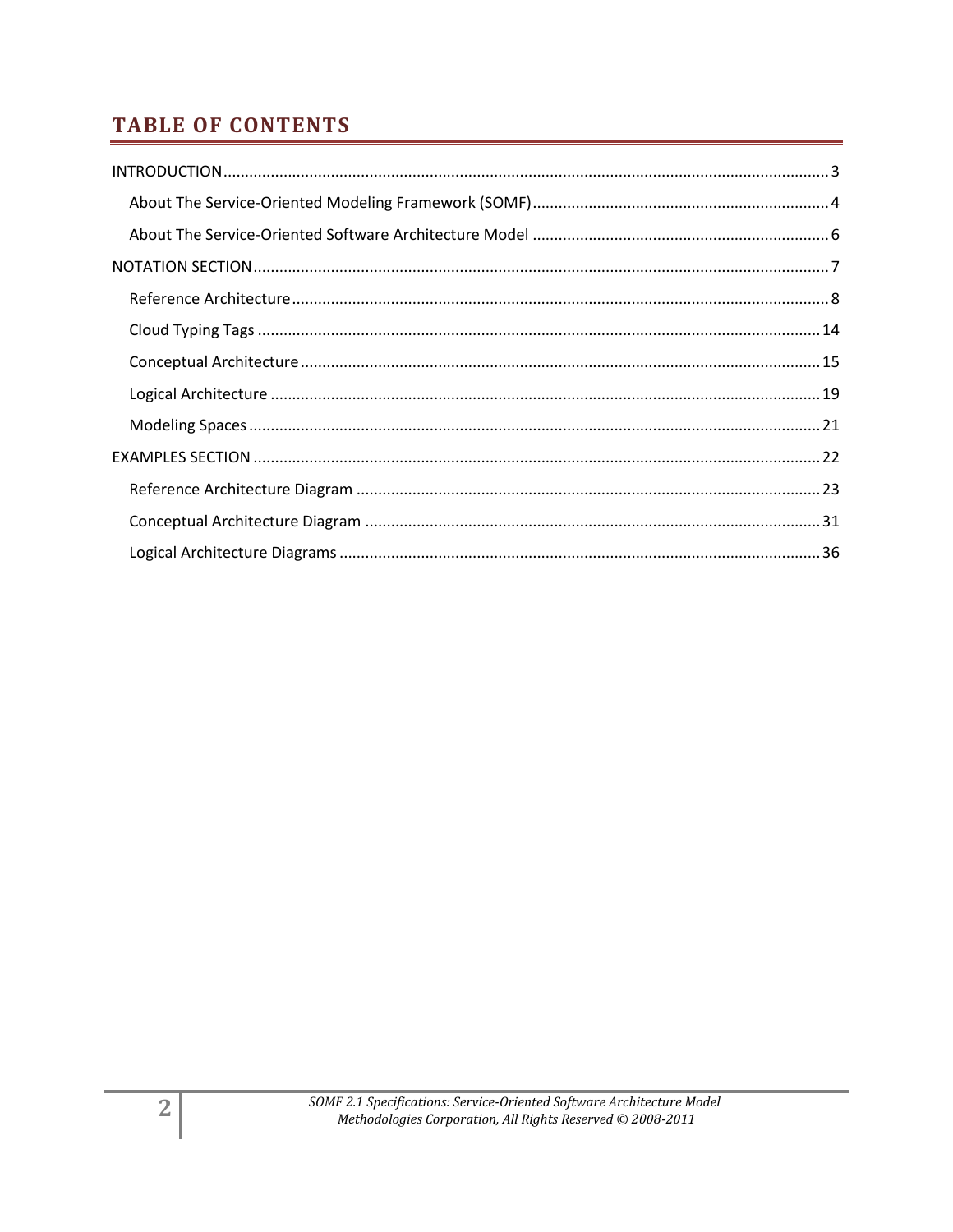# TABLE OF CONTENTS

- INTRODUCTION .......... 3
  - About The Service-Oriented Modeling Framework (SOMF) .......... 4
  - About The Service-Oriented Software Architecture Model .......... 6
- NOTATION SECTION .......... 7
  - Reference Architecture .......... 8
  - Cloud Typing Tags .......... 14
  - Conceptual Architecture .......... 15
  - Logical Architecture .......... 19
  - Modeling Spaces .......... 21
- EXAMPLES SECTION .......... 22
  - Reference Architecture Diagram .......... 23
  - Conceptual Architecture Diagram .......... 31
  - Logical Architecture Diagrams .......... 36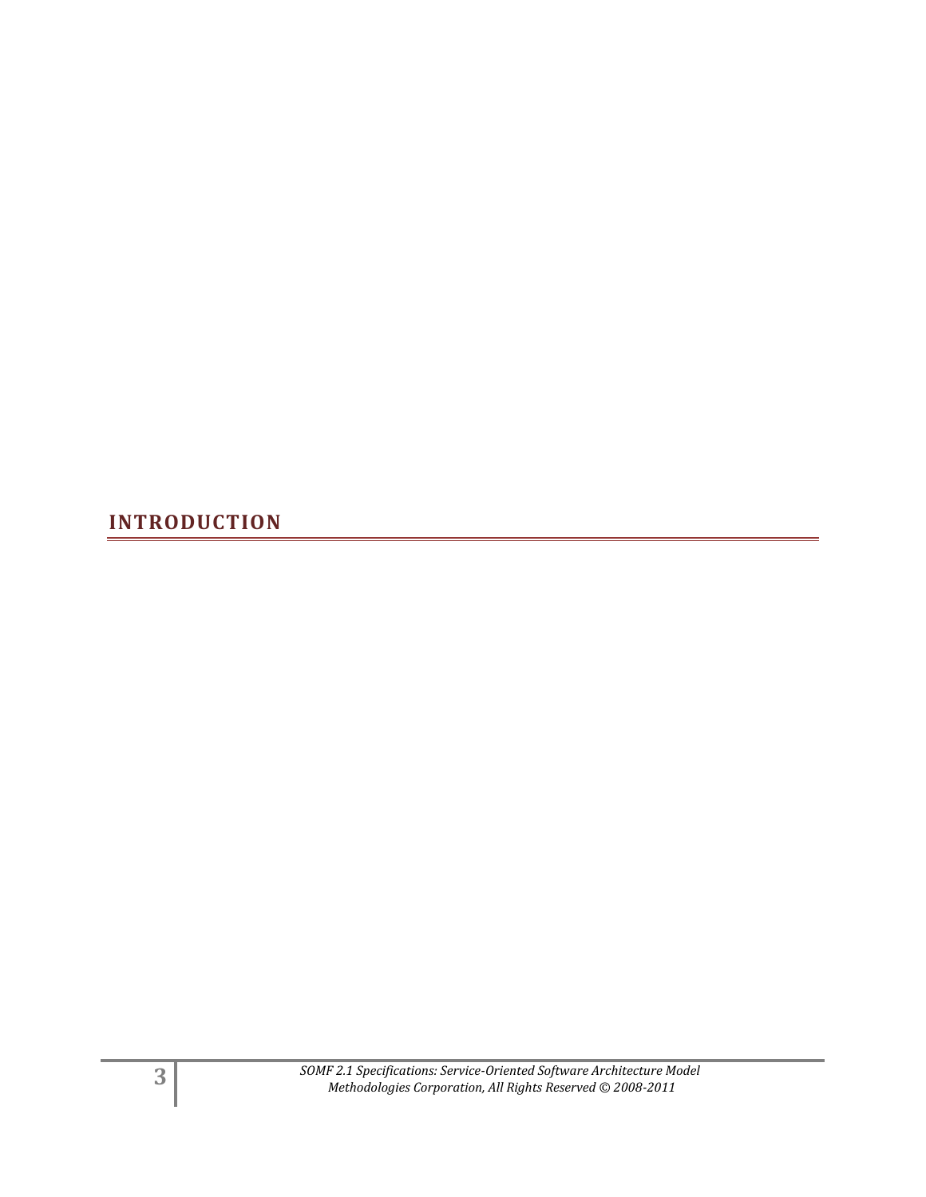# INTRODUCTION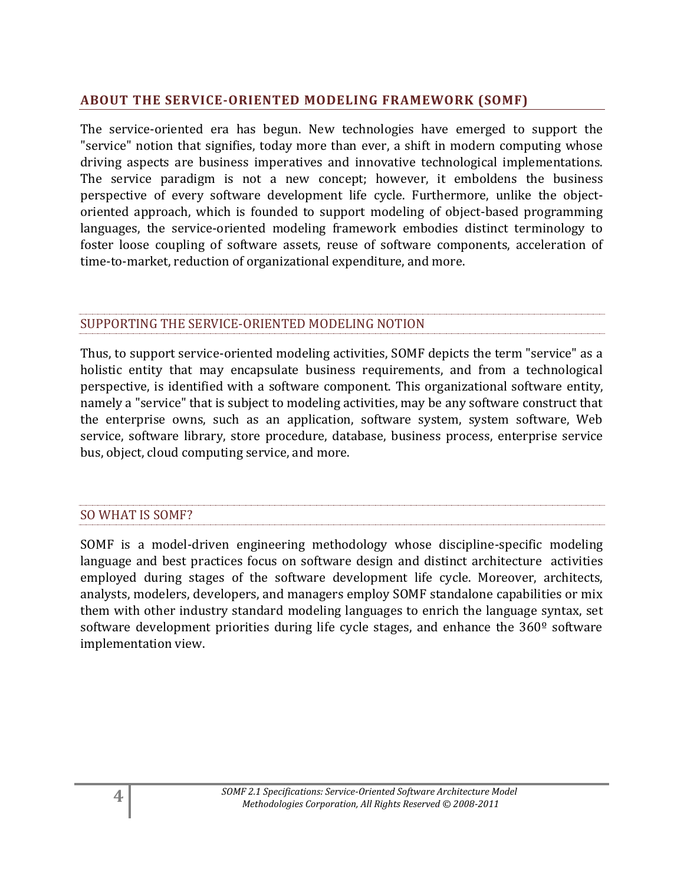## ABOUT THE SERVICE-ORIENTED MODELING FRAMEWORK (SOMF)

The service-oriented era has begun. New technologies have emerged to support the "service" notion that signifies, today more than ever, a shift in modern computing whose driving aspects are business imperatives and innovative technological implementations. The service paradigm is not a new concept; however, it emboldens the business perspective of every software development life cycle. Furthermore, unlike the object-oriented approach, which is founded to support modeling of object-based programming languages, the service-oriented modeling framework embodies distinct terminology to foster loose coupling of software assets, reuse of software components, acceleration of time-to-market, reduction of organizational expenditure, and more.

### SUPPORTING THE SERVICE-ORIENTED MODELING NOTION

Thus, to support service-oriented modeling activities, SOMF depicts the term "service" as a holistic entity that may encapsulate business requirements, and from a technological perspective, is identified with a software component. This organizational software entity, namely a "service" that is subject to modeling activities, may be any software construct that the enterprise owns, such as an application, software system, system software, Web service, software library, store procedure, database, business process, enterprise service bus, object, cloud computing service, and more.

### SO WHAT IS SOMF?

SOMF is a model-driven engineering methodology whose discipline-specific modeling language and best practices focus on software design and distinct architecture activities employed during stages of the software development life cycle. Moreover, architects, analysts, modelers, developers, and managers employ SOMF standalone capabilities or mix them with other industry standard modeling languages to enrich the language syntax, set software development priorities during life cycle stages, and enhance the 360º software implementation view.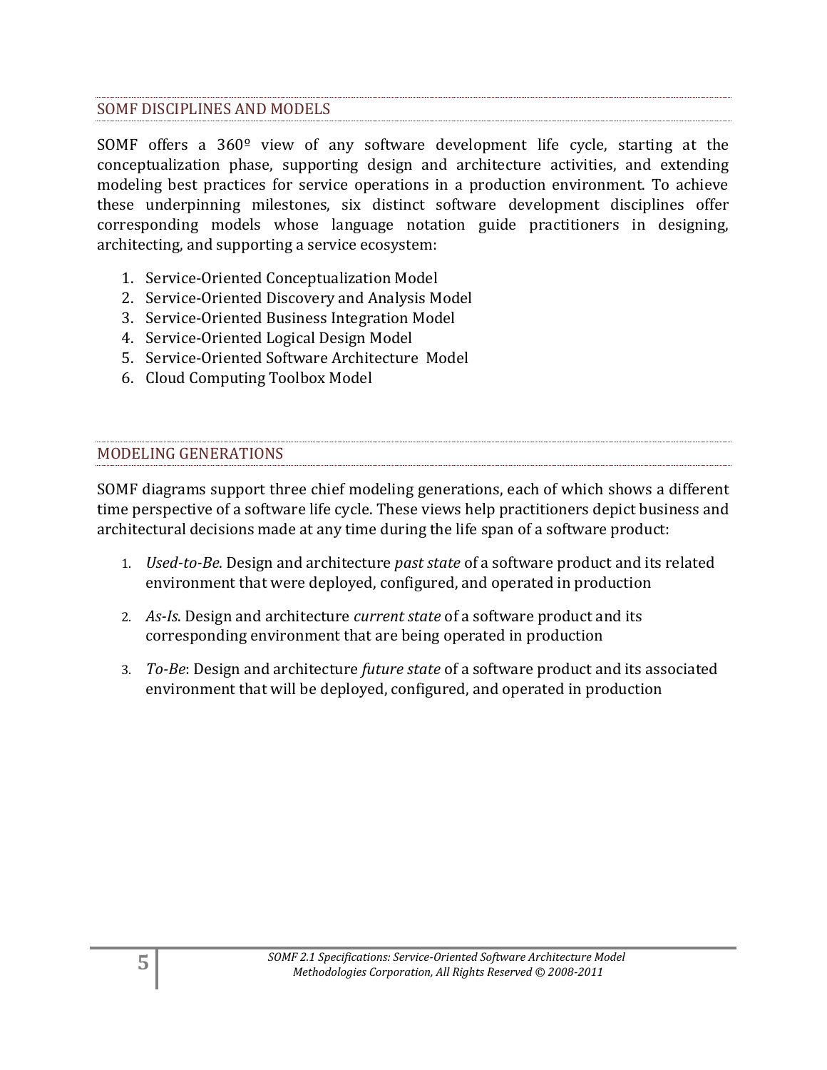## SOMF DISCIPLINES AND MODELS

SOMF offers a 360º view of any software development life cycle, starting at the conceptualization phase, supporting design and architecture activities, and extending modeling best practices for service operations in a production environment. To achieve these underpinning milestones, six distinct software development disciplines offer corresponding models whose language notation guide practitioners in designing, architecting, and supporting a service ecosystem:

1. Service-Oriented Conceptualization Model
2. Service-Oriented Discovery and Analysis Model
3. Service-Oriented Business Integration Model
4. Service-Oriented Logical Design Model
5. Service-Oriented Software Architecture Model
6. Cloud Computing Toolbox Model

## MODELING GENERATIONS

SOMF diagrams support three chief modeling generations, each of which shows a different time perspective of a software life cycle. These views help practitioners depict business and architectural decisions made at any time during the life span of a software product:

1. *Used-to-Be*. Design and architecture *past state* of a software product and its related environment that were deployed, configured, and operated in production

2. *As-Is.* Design and architecture *current state* of a software product and its corresponding environment that are being operated in production

3. *To-Be*: Design and architecture *future state* of a software product and its associated environment that will be deployed, configured, and operated in production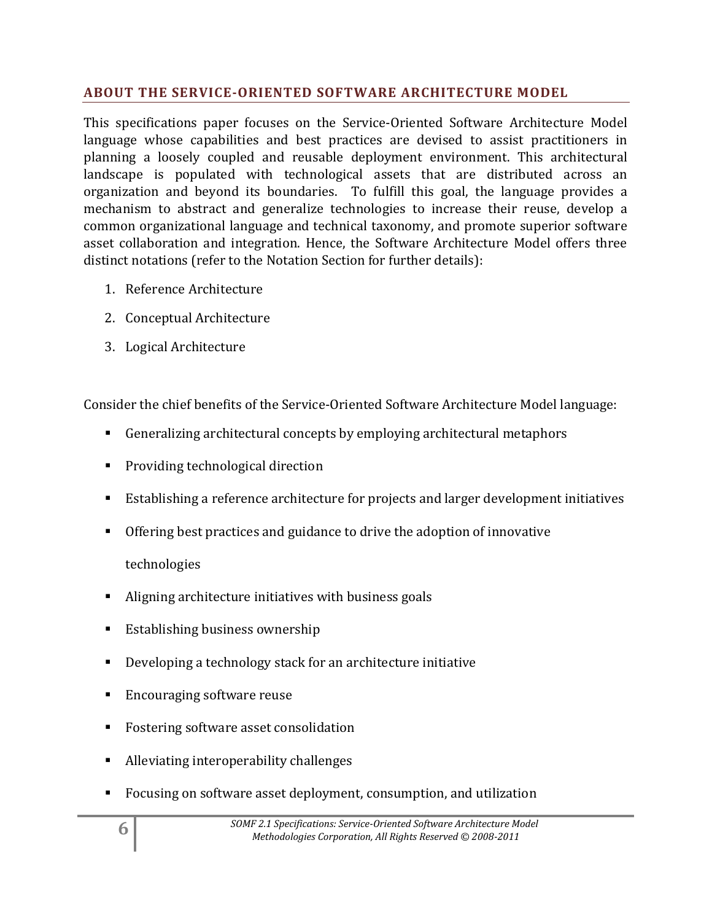## ABOUT THE SERVICE-ORIENTED SOFTWARE ARCHITECTURE MODEL

This specifications paper focuses on the Service-Oriented Software Architecture Model language whose capabilities and best practices are devised to assist practitioners in planning a loosely coupled and reusable deployment environment. This architectural landscape is populated with technological assets that are distributed across an organization and beyond its boundaries. To fulfill this goal, the language provides a mechanism to abstract and generalize technologies to increase their reuse, develop a common organizational language and technical taxonomy, and promote superior software asset collaboration and integration. Hence, the Software Architecture Model offers three distinct notations (refer to the Notation Section for further details):

1. Reference Architecture
2. Conceptual Architecture
3. Logical Architecture

Consider the chief benefits of the Service-Oriented Software Architecture Model language:

- Generalizing architectural concepts by employing architectural metaphors
- Providing technological direction
- Establishing a reference architecture for projects and larger development initiatives
- Offering best practices and guidance to drive the adoption of innovative technologies
- Aligning architecture initiatives with business goals
- Establishing business ownership
- Developing a technology stack for an architecture initiative
- Encouraging software reuse
- Fostering software asset consolidation
- Alleviating interoperability challenges
- Focusing on software asset deployment, consumption, and utilization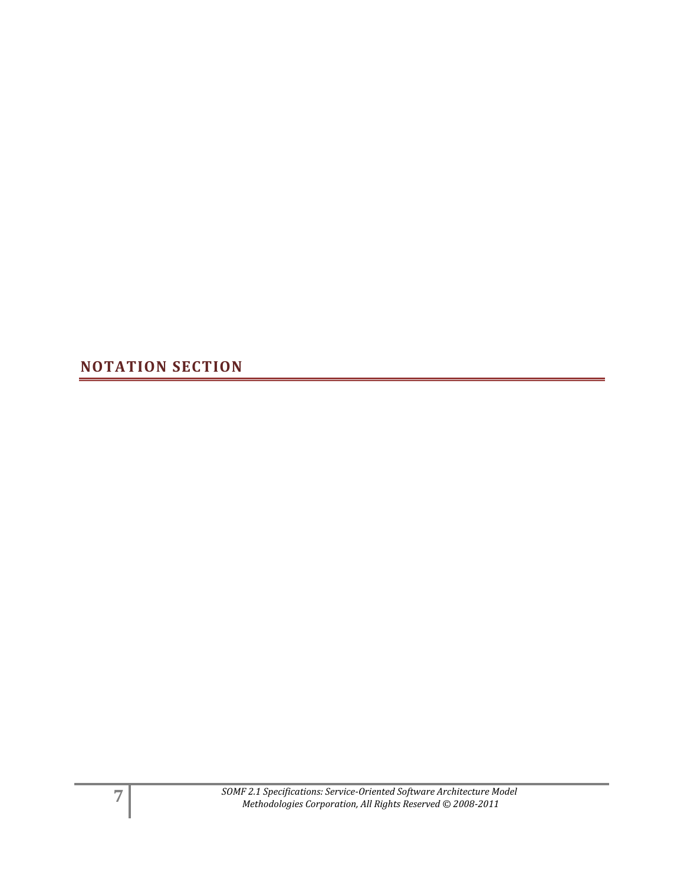# NOTATION SECTION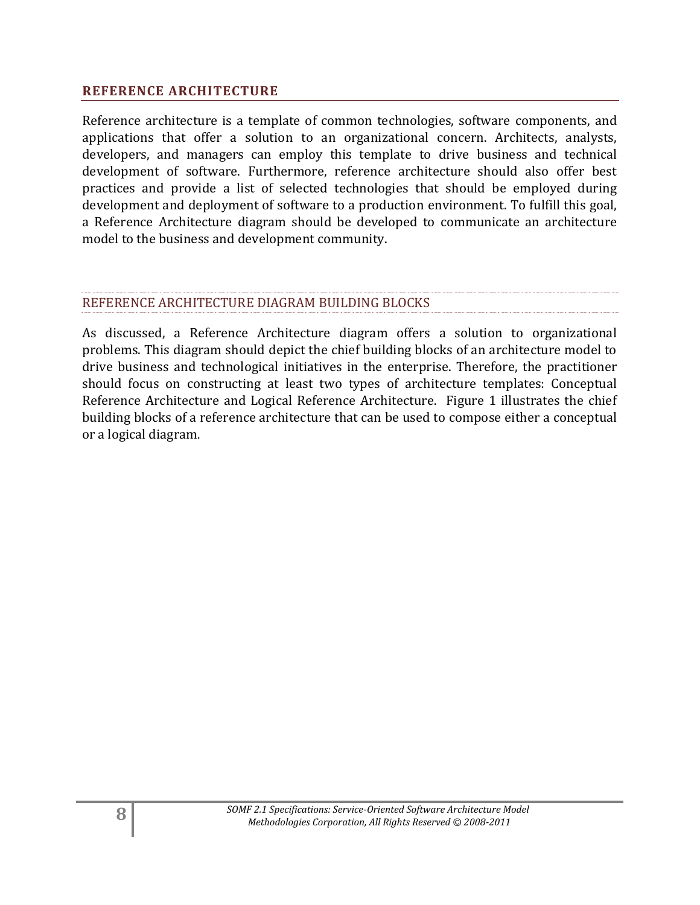## REFERENCE ARCHITECTURE

Reference architecture is a template of common technologies, software components, and applications that offer a solution to an organizational concern. Architects, analysts, developers, and managers can employ this template to drive business and technical development of software. Furthermore, reference architecture should also offer best practices and provide a list of selected technologies that should be employed during development and deployment of software to a production environment. To fulfill this goal, a Reference Architecture diagram should be developed to communicate an architecture model to the business and development community.

### REFERENCE ARCHITECTURE DIAGRAM BUILDING BLOCKS

As discussed, a Reference Architecture diagram offers a solution to organizational problems. This diagram should depict the chief building blocks of an architecture model to drive business and technological initiatives in the enterprise. Therefore, the practitioner should focus on constructing at least two types of architecture templates: Conceptual Reference Architecture and Logical Reference Architecture. Figure 1 illustrates the chief building blocks of a reference architecture that can be used to compose either a conceptual or a logical diagram.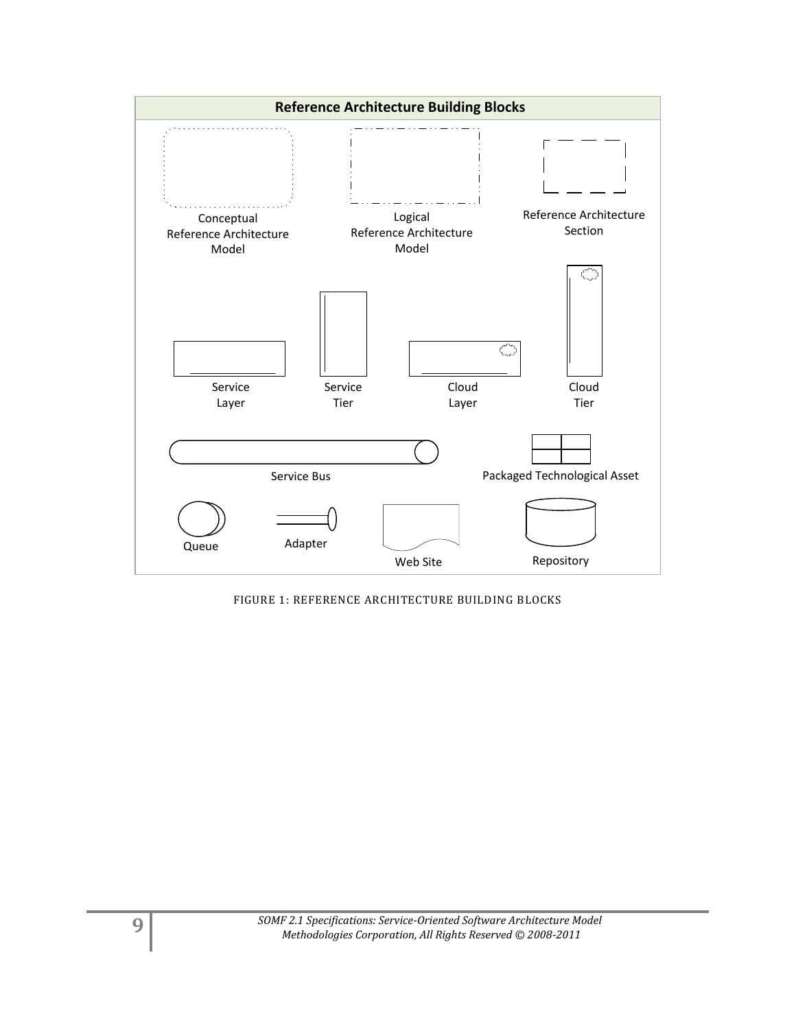**Reference Architecture Building Blocks**

Conceptual Reference Architecture Model

Logical Reference Architecture Model

Reference Architecture Section

Service Layer

Service Tier

Cloud Layer

Cloud Tier

Service Bus

Packaged Technological Asset

Queue

Adapter

Web Site

Repository

FIGURE 1: REFERENCE ARCHITECTURE BUILDING BLOCKS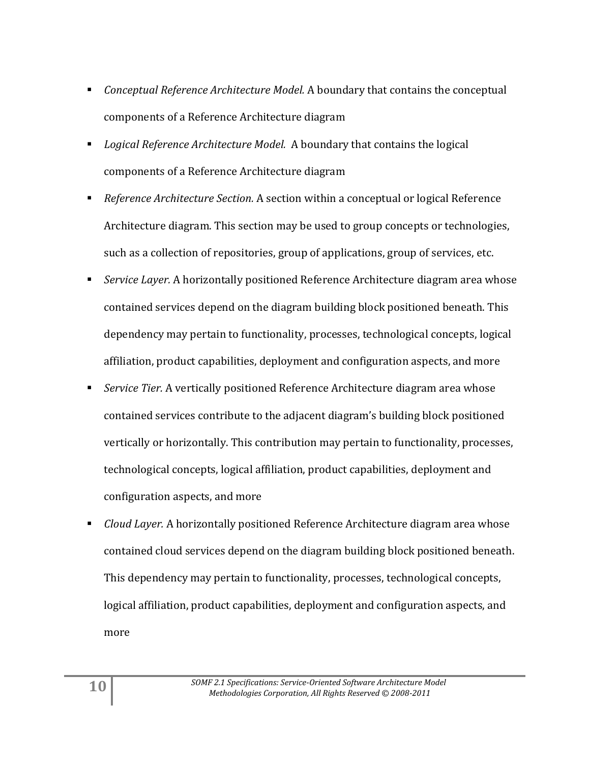- *Conceptual Reference Architecture Model.* A boundary that contains the conceptual components of a Reference Architecture diagram
- *Logical Reference Architecture Model.* A boundary that contains the logical components of a Reference Architecture diagram
- *Reference Architecture Section.* A section within a conceptual or logical Reference Architecture diagram. This section may be used to group concepts or technologies, such as a collection of repositories, group of applications, group of services, etc.
- *Service Layer.* A horizontally positioned Reference Architecture diagram area whose contained services depend on the diagram building block positioned beneath. This dependency may pertain to functionality, processes, technological concepts, logical affiliation, product capabilities, deployment and configuration aspects, and more
- *Service Tier.* A vertically positioned Reference Architecture diagram area whose contained services contribute to the adjacent diagram's building block positioned vertically or horizontally. This contribution may pertain to functionality, processes, technological concepts, logical affiliation, product capabilities, deployment and configuration aspects, and more
- *Cloud Layer.* A horizontally positioned Reference Architecture diagram area whose contained cloud services depend on the diagram building block positioned beneath. This dependency may pertain to functionality, processes, technological concepts, logical affiliation, product capabilities, deployment and configuration aspects, and more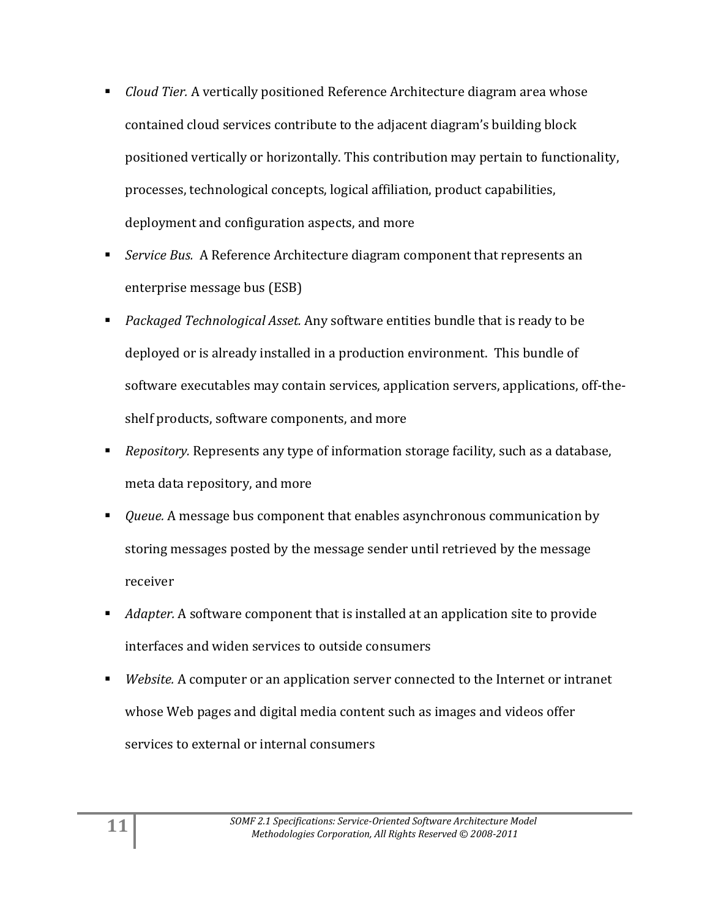- *Cloud Tier.* A vertically positioned Reference Architecture diagram area whose contained cloud services contribute to the adjacent diagram's building block positioned vertically or horizontally. This contribution may pertain to functionality, processes, technological concepts, logical affiliation, product capabilities, deployment and configuration aspects, and more
- *Service Bus.* A Reference Architecture diagram component that represents an enterprise message bus (ESB)
- *Packaged Technological Asset.* Any software entities bundle that is ready to be deployed or is already installed in a production environment. This bundle of software executables may contain services, application servers, applications, off-the-shelf products, software components, and more
- *Repository.* Represents any type of information storage facility, such as a database, meta data repository, and more
- *Queue.* A message bus component that enables asynchronous communication by storing messages posted by the message sender until retrieved by the message receiver
- *Adapter.* A software component that is installed at an application site to provide interfaces and widen services to outside consumers
- *Website.* A computer or an application server connected to the Internet or intranet whose Web pages and digital media content such as images and videos offer services to external or internal consumers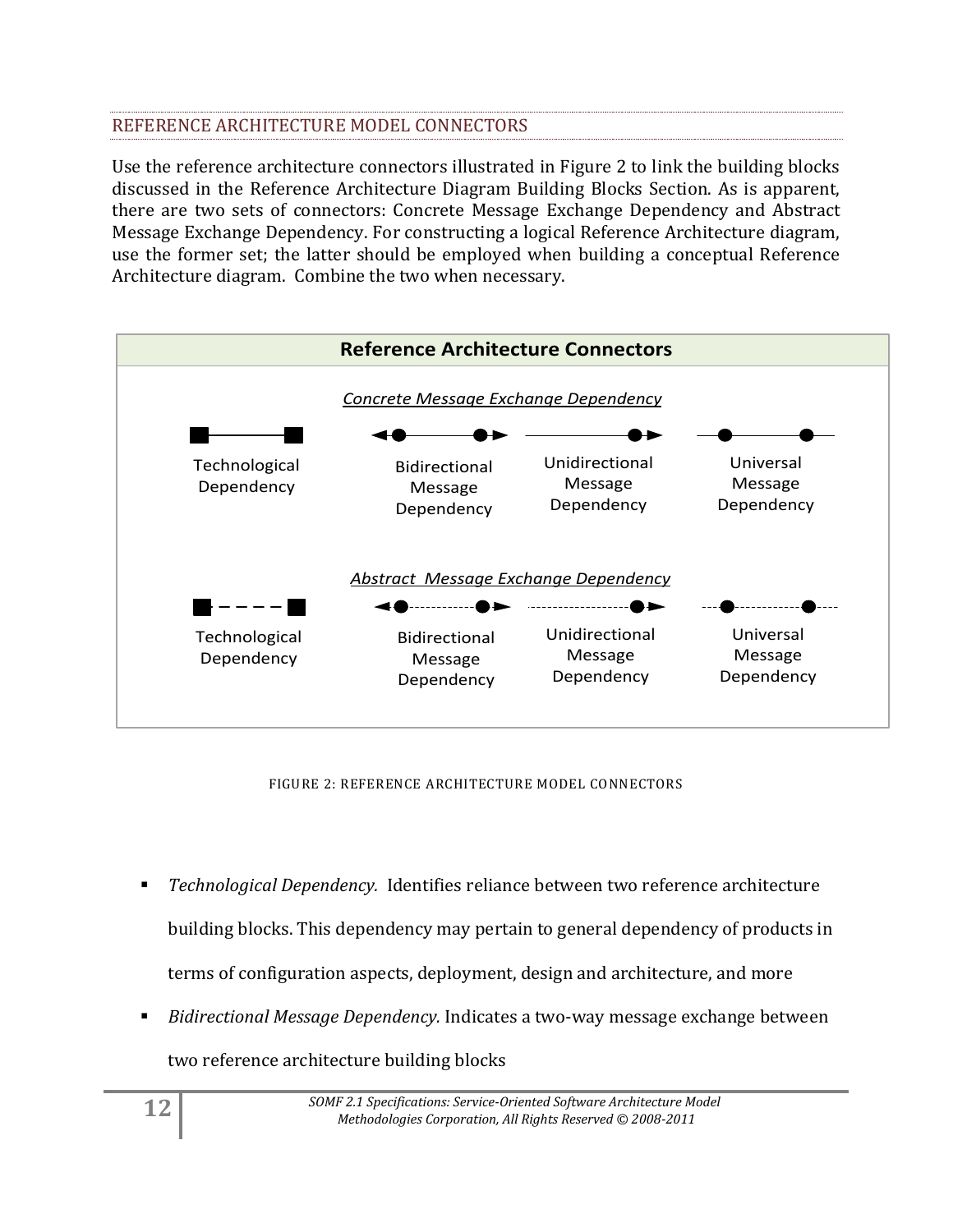## REFERENCE ARCHITECTURE MODEL CONNECTORS

Use the reference architecture connectors illustrated in Figure 2 to link the building blocks discussed in the Reference Architecture Diagram Building Blocks Section. As is apparent, there are two sets of connectors: Concrete Message Exchange Dependency and Abstract Message Exchange Dependency. For constructing a logical Reference Architecture diagram, use the former set; the latter should be employed when building a conceptual Reference Architecture diagram. Combine the two when necessary.

**Reference Architecture Connectors**

*Concrete Message Exchange Dependency*

Technological Dependency | Bidirectional Message Dependency | Unidirectional Message Dependency | Universal Message Dependency

*Abstract Message Exchange Dependency*

Technological Dependency | Bidirectional Message Dependency | Unidirectional Message Dependency | Universal Message Dependency

FIGURE 2: REFERENCE ARCHITECTURE MODEL CONNECTORS

- *Technological Dependency.* Identifies reliance between two reference architecture building blocks. This dependency may pertain to general dependency of products in terms of configuration aspects, deployment, design and architecture, and more
- *Bidirectional Message Dependency.* Indicates a two-way message exchange between two reference architecture building blocks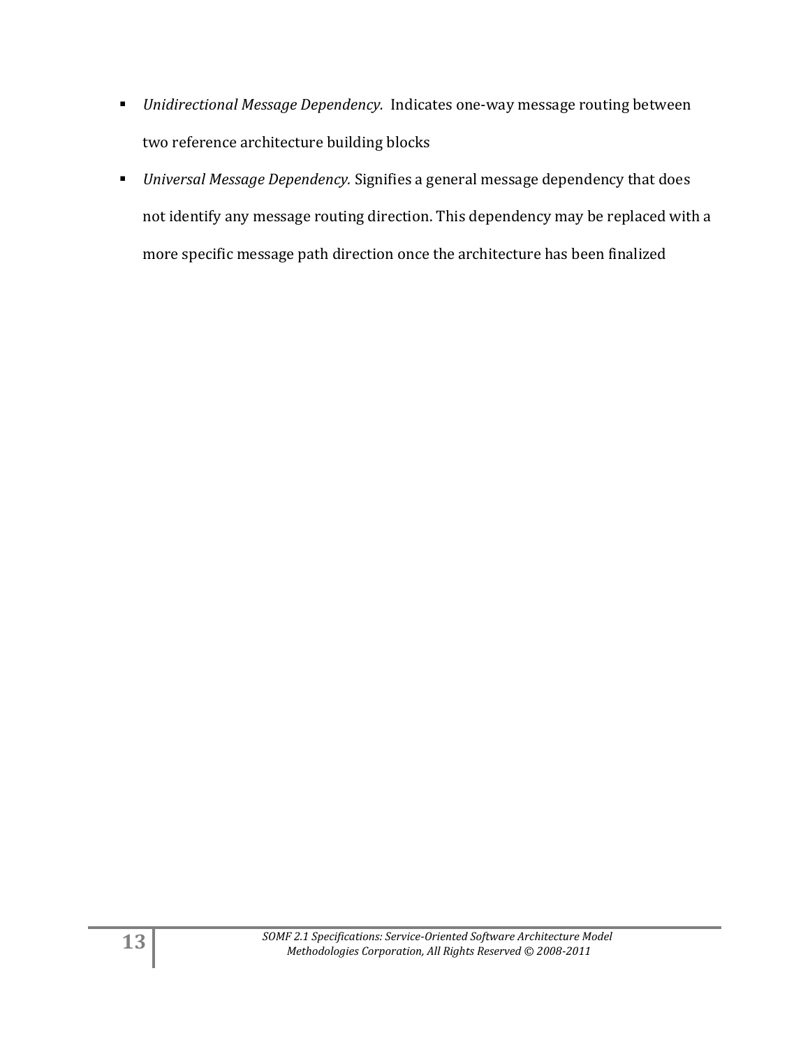- *Unidirectional Message Dependency.* Indicates one-way message routing between two reference architecture building blocks
- *Universal Message Dependency.* Signifies a general message dependency that does not identify any message routing direction. This dependency may be replaced with a more specific message path direction once the architecture has been finalized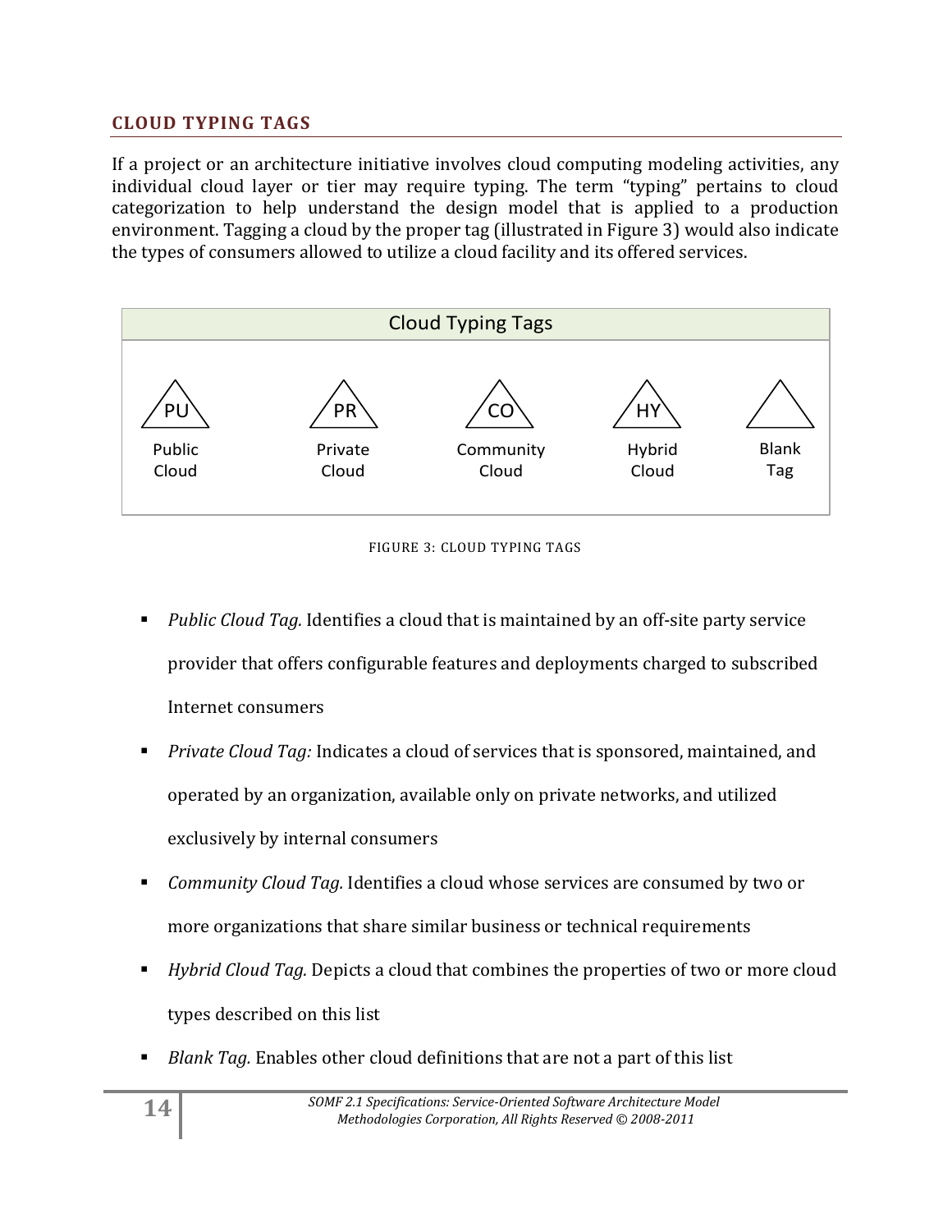## CLOUD TYPING TAGS

If a project or an architecture initiative involves cloud computing modeling activities, any individual cloud layer or tier may require typing. The term "typing" pertains to cloud categorization to help understand the design model that is applied to a production environment. Tagging a cloud by the proper tag (illustrated in Figure 3) would also indicate the types of consumers allowed to utilize a cloud facility and its offered services.

Cloud Typing Tags

| PU | PR | CO | HY | |
|---|---|---|---|---|
| Public Cloud | Private Cloud | Community Cloud | Hybrid Cloud | Blank Tag |

FIGURE 3: CLOUD TYPING TAGS

- *Public Cloud Tag.* Identifies a cloud that is maintained by an off-site party service provider that offers configurable features and deployments charged to subscribed Internet consumers
- *Private Cloud Tag:* Indicates a cloud of services that is sponsored, maintained, and operated by an organization, available only on private networks, and utilized exclusively by internal consumers
- *Community Cloud Tag.* Identifies a cloud whose services are consumed by two or more organizations that share similar business or technical requirements
- *Hybrid Cloud Tag.* Depicts a cloud that combines the properties of two or more cloud types described on this list
- *Blank Tag.* Enables other cloud definitions that are not a part of this list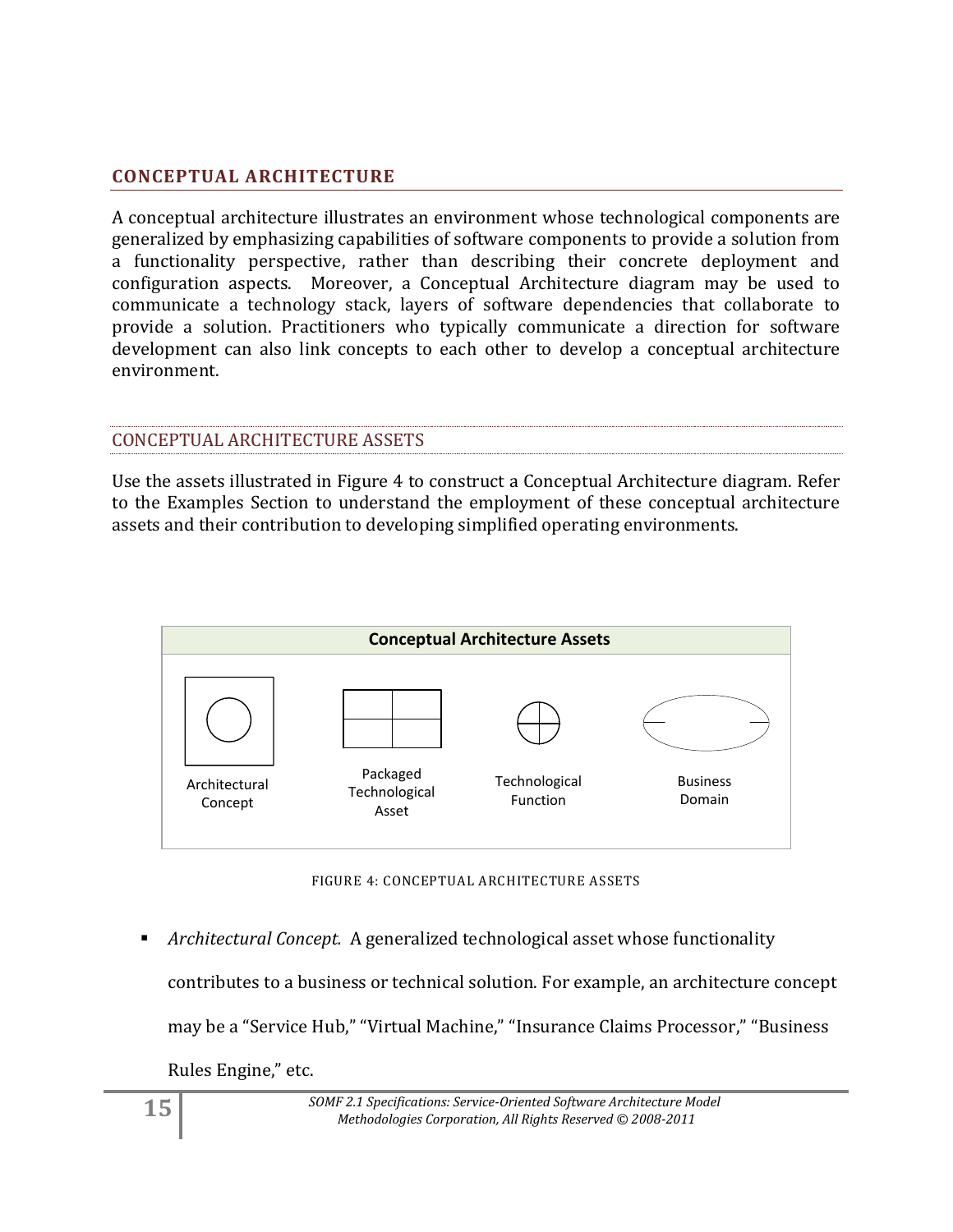## CONCEPTUAL ARCHITECTURE

A conceptual architecture illustrates an environment whose technological components are generalized by emphasizing capabilities of software components to provide a solution from a functionality perspective, rather than describing their concrete deployment and configuration aspects. Moreover, a Conceptual Architecture diagram may be used to communicate a technology stack, layers of software dependencies that collaborate to provide a solution. Practitioners who typically communicate a direction for software development can also link concepts to each other to develop a conceptual architecture environment.

### CONCEPTUAL ARCHITECTURE ASSETS

Use the assets illustrated in Figure 4 to construct a Conceptual Architecture diagram. Refer to the Examples Section to understand the employment of these conceptual architecture assets and their contribution to developing simplified operating environments.

**Conceptual Architecture Assets**

Architectural Concept | Packaged Technological Asset | Technological Function | Business Domain

FIGURE 4: CONCEPTUAL ARCHITECTURE ASSETS

- *Architectural Concept.* A generalized technological asset whose functionality contributes to a business or technical solution. For example, an architecture concept may be a "Service Hub," "Virtual Machine," "Insurance Claims Processor," "Business Rules Engine," etc.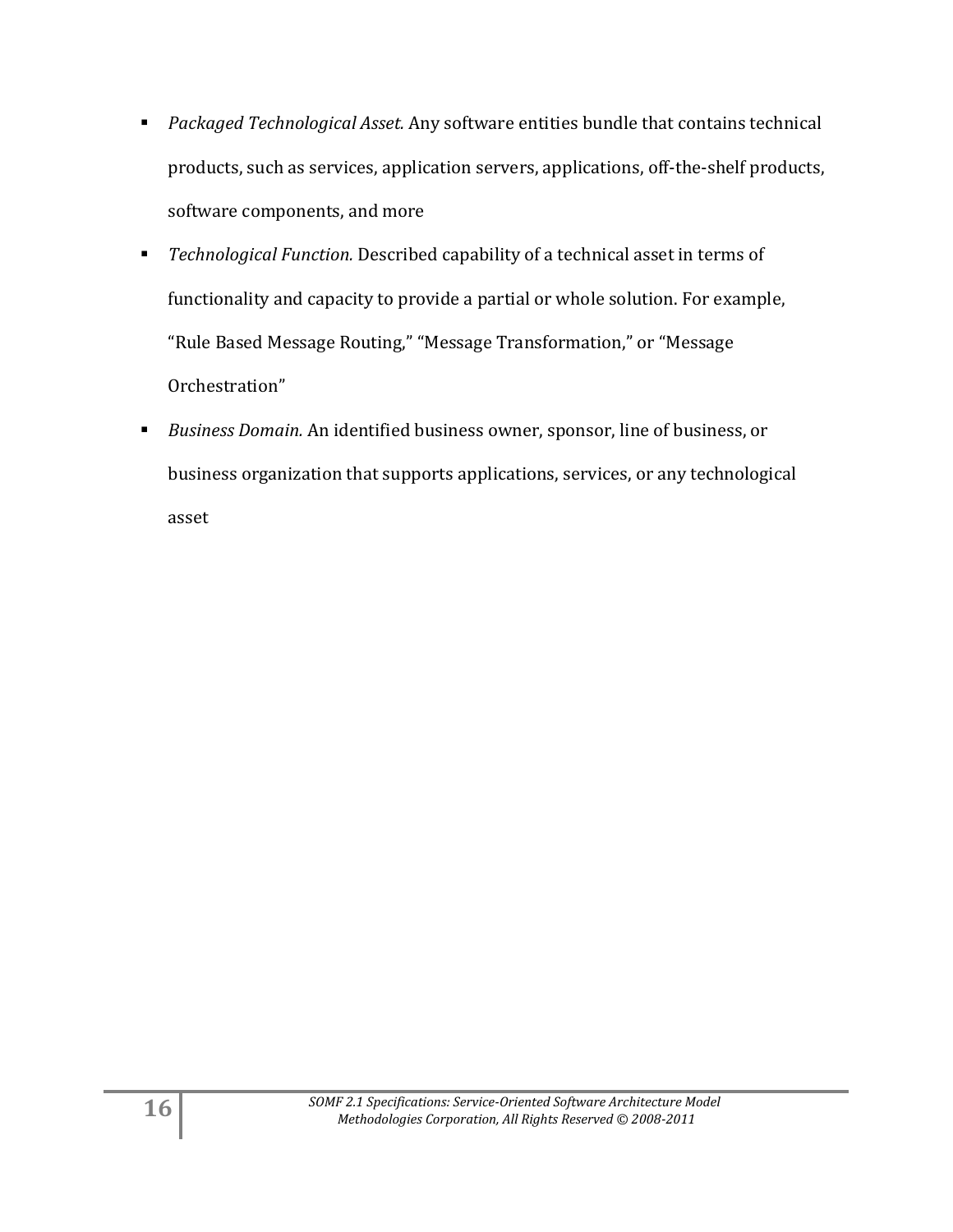- *Packaged Technological Asset.* Any software entities bundle that contains technical products, such as services, application servers, applications, off-the-shelf products, software components, and more
- *Technological Function.* Described capability of a technical asset in terms of functionality and capacity to provide a partial or whole solution. For example, "Rule Based Message Routing," "Message Transformation," or "Message Orchestration"
- *Business Domain.* An identified business owner, sponsor, line of business, or business organization that supports applications, services, or any technological asset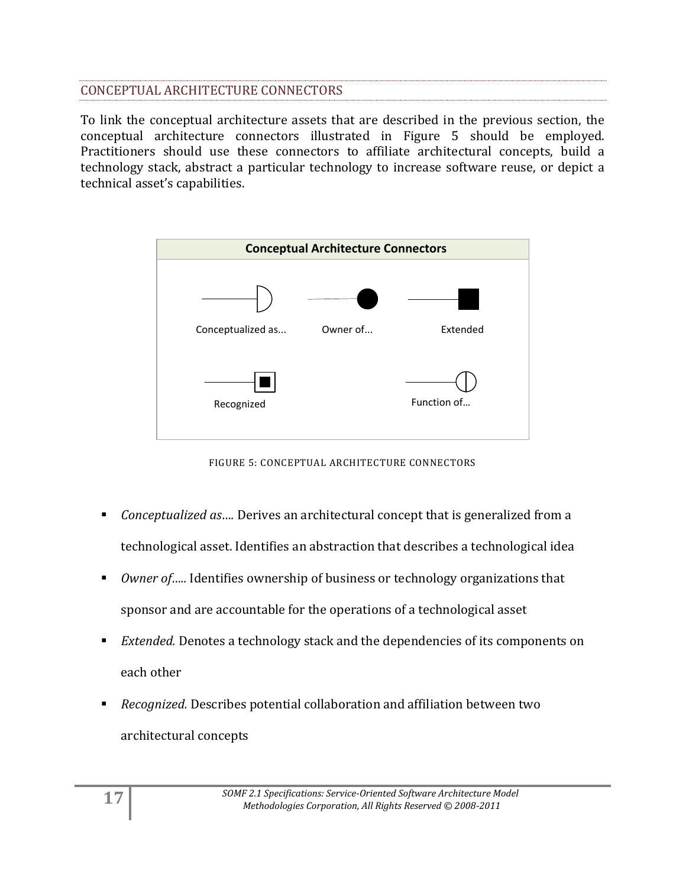## CONCEPTUAL ARCHITECTURE CONNECTORS

To link the conceptual architecture assets that are described in the previous section, the conceptual architecture connectors illustrated in Figure 5 should be employed. Practitioners should use these connectors to affiliate architectural concepts, build a technology stack, abstract a particular technology to increase software reuse, or depict a technical asset's capabilities.

**Conceptual Architecture Connectors**

Conceptualized as... Owner of... Extended

Recognized Function of...

FIGURE 5: CONCEPTUAL ARCHITECTURE CONNECTORS

- *Conceptualized as….* Derives an architectural concept that is generalized from a technological asset. Identifies an abstraction that describes a technological idea
- *Owner of…..* Identifies ownership of business or technology organizations that sponsor and are accountable for the operations of a technological asset
- *Extended.* Denotes a technology stack and the dependencies of its components on each other
- *Recognized.* Describes potential collaboration and affiliation between two architectural concepts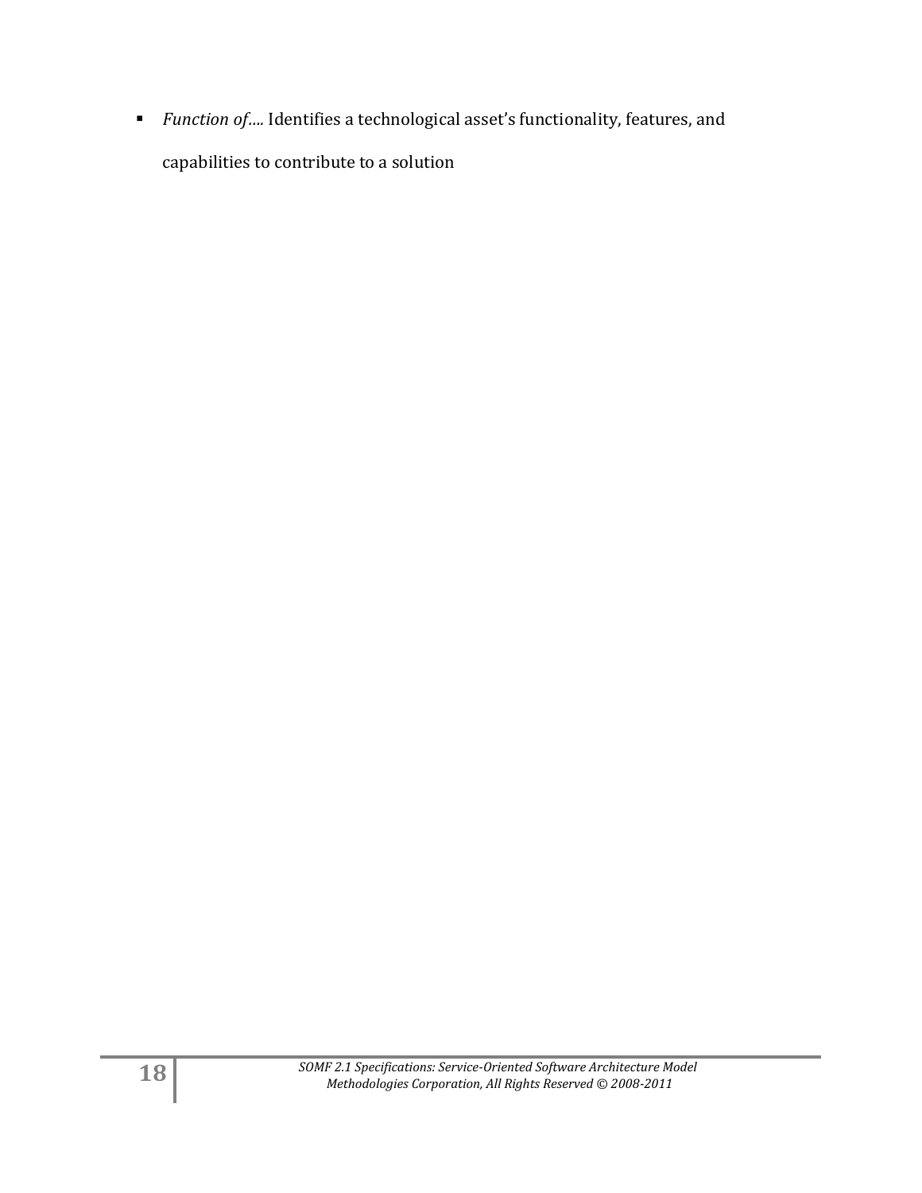- *Function of….* Identifies a technological asset's functionality, features, and capabilities to contribute to a solution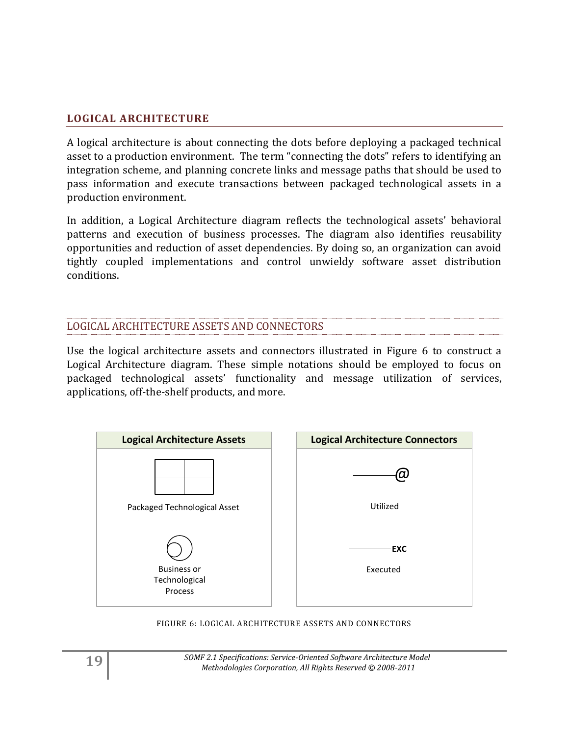## LOGICAL ARCHITECTURE

A logical architecture is about connecting the dots before deploying a packaged technical asset to a production environment. The term "connecting the dots" refers to identifying an integration scheme, and planning concrete links and message paths that should be used to pass information and execute transactions between packaged technological assets in a production environment.

In addition, a Logical Architecture diagram reflects the technological assets' behavioral patterns and execution of business processes. The diagram also identifies reusability opportunities and reduction of asset dependencies. By doing so, an organization can avoid tightly coupled implementations and control unwieldy software asset distribution conditions.

### LOGICAL ARCHITECTURE ASSETS AND CONNECTORS

Use the logical architecture assets and connectors illustrated in Figure 6 to construct a Logical Architecture diagram. These simple notations should be employed to focus on packaged technological assets' functionality and message utilization of services, applications, off-the-shelf products, and more.

| Logical Architecture Assets | Logical Architecture Connectors |
| --- | --- |
| Packaged Technological Asset | Utilized |
| Business or Technological Process | Executed |

FIGURE 6: LOGICAL ARCHITECTURE ASSETS AND CONNECTORS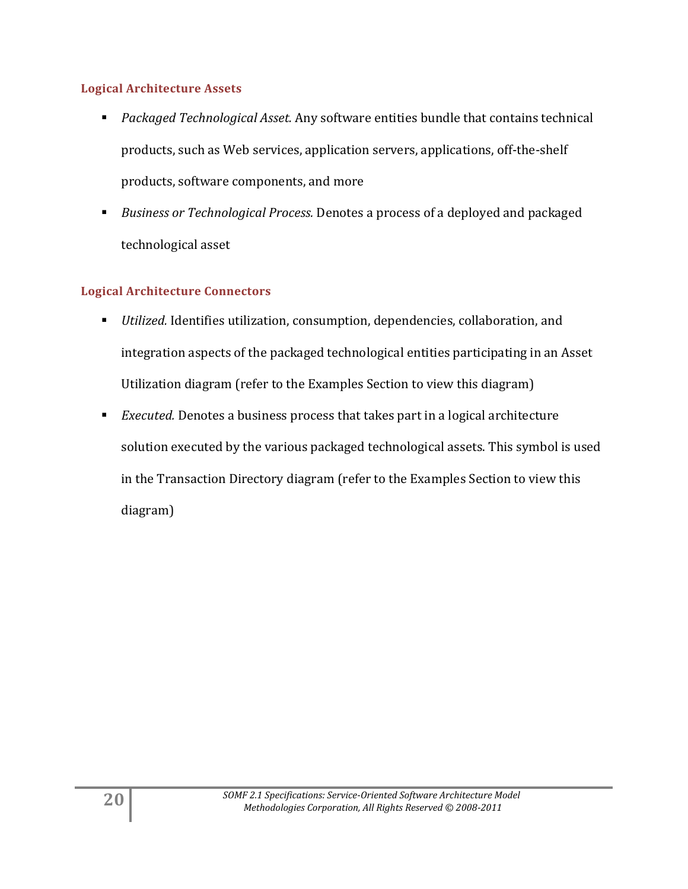### Logical Architecture Assets

- *Packaged Technological Asset.* Any software entities bundle that contains technical products, such as Web services, application servers, applications, off-the-shelf products, software components, and more
- *Business or Technological Process.* Denotes a process of a deployed and packaged technological asset

### Logical Architecture Connectors

- *Utilized.* Identifies utilization, consumption, dependencies, collaboration, and integration aspects of the packaged technological entities participating in an Asset Utilization diagram (refer to the Examples Section to view this diagram)
- *Executed.* Denotes a business process that takes part in a logical architecture solution executed by the various packaged technological assets. This symbol is used in the Transaction Directory diagram (refer to the Examples Section to view this diagram)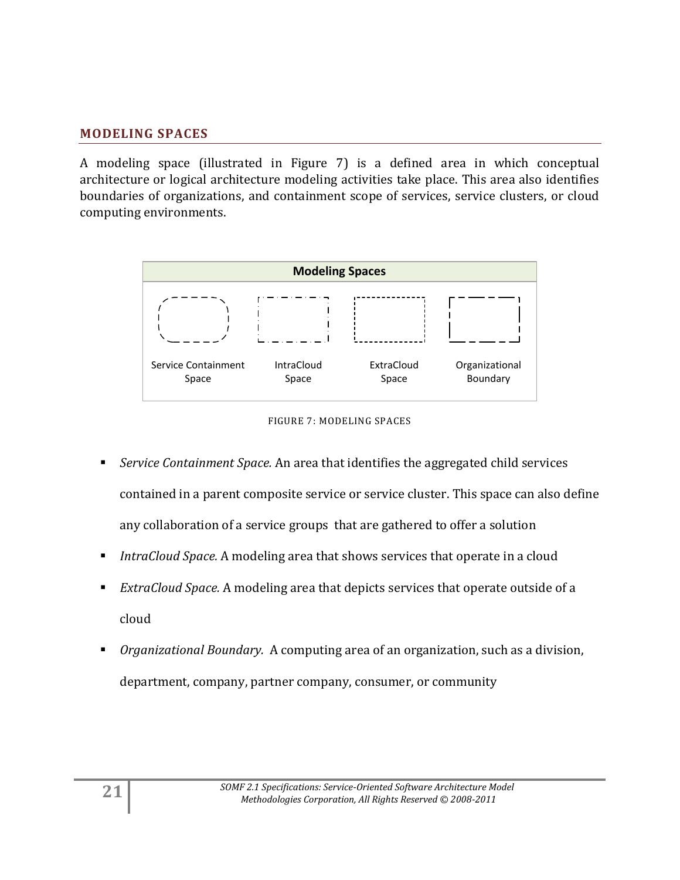## MODELING SPACES

A modeling space (illustrated in Figure 7) is a defined area in which conceptual architecture or logical architecture modeling activities take place. This area also identifies boundaries of organizations, and containment scope of services, service clusters, or cloud computing environments.

**Modeling Spaces**

Service Containment Space | IntraCloud Space | ExtraCloud Space | Organizational Boundary

FIGURE 7: MODELING SPACES

- *Service Containment Space.* An area that identifies the aggregated child services contained in a parent composite service or service cluster. This space can also define any collaboration of a service groups that are gathered to offer a solution
- *IntraCloud Space.* A modeling area that shows services that operate in a cloud
- *ExtraCloud Space.* A modeling area that depicts services that operate outside of a cloud
- *Organizational Boundary.* A computing area of an organization, such as a division, department, company, partner company, consumer, or community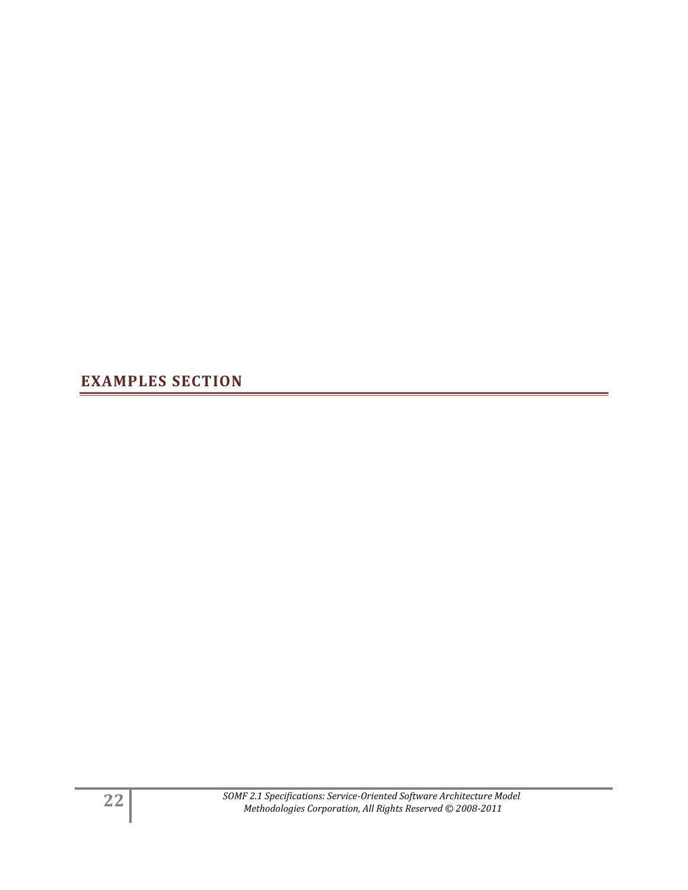# EXAMPLES SECTION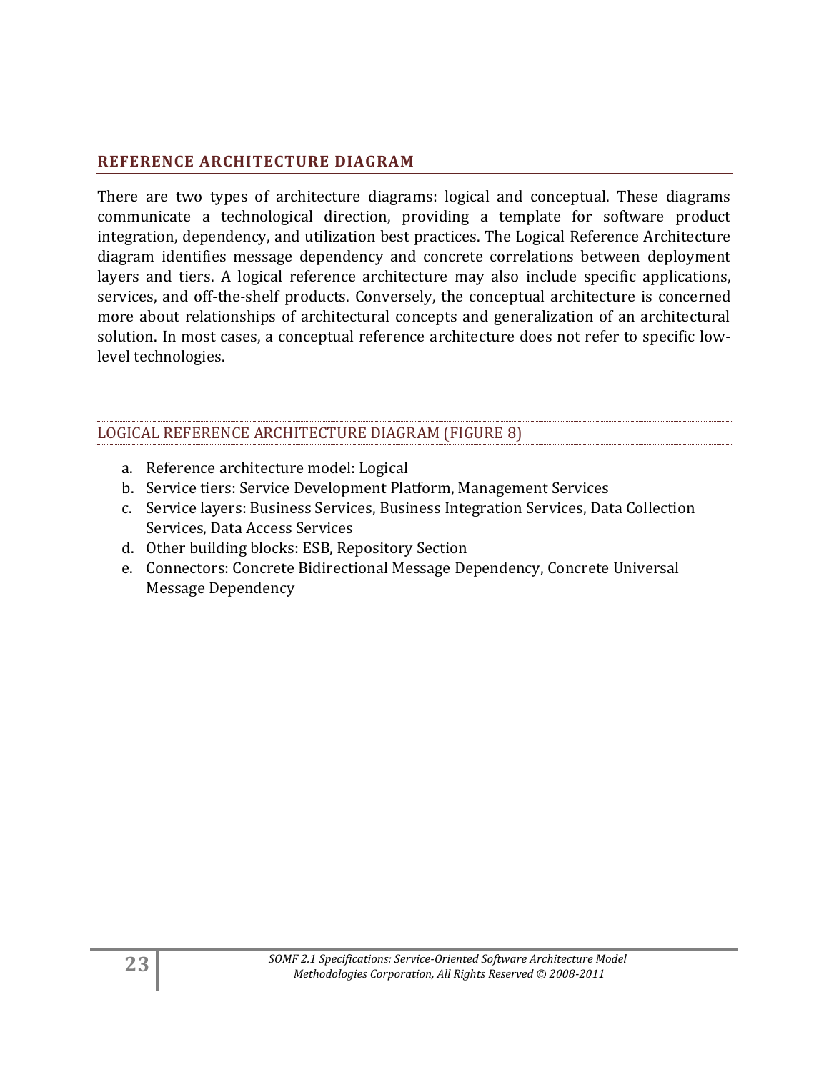## REFERENCE ARCHITECTURE DIAGRAM

There are two types of architecture diagrams: logical and conceptual. These diagrams communicate a technological direction, providing a template for software product integration, dependency, and utilization best practices. The Logical Reference Architecture diagram identifies message dependency and concrete correlations between deployment layers and tiers. A logical reference architecture may also include specific applications, services, and off-the-shelf products. Conversely, the conceptual architecture is concerned more about relationships of architectural concepts and generalization of an architectural solution. In most cases, a conceptual reference architecture does not refer to specific low-level technologies.

### LOGICAL REFERENCE ARCHITECTURE DIAGRAM (FIGURE 8)

a. Reference architecture model: Logical
b. Service tiers: Service Development Platform, Management Services
c. Service layers: Business Services, Business Integration Services, Data Collection Services, Data Access Services
d. Other building blocks: ESB, Repository Section
e. Connectors: Concrete Bidirectional Message Dependency, Concrete Universal Message Dependency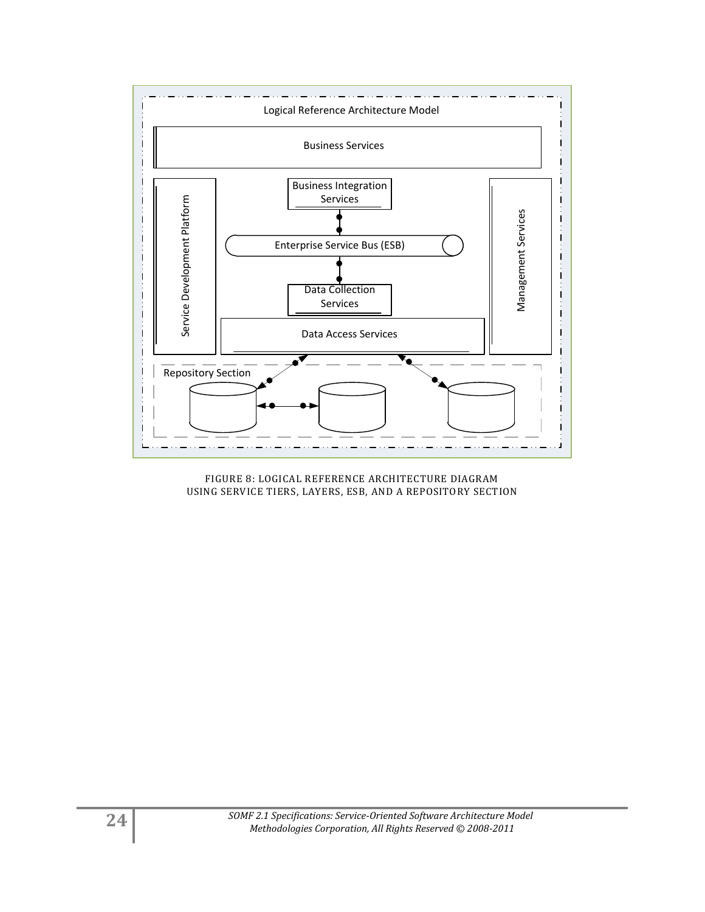FIGURE 8: LOGICAL REFERENCE ARCHITECTURE DIAGRAM USING SERVICE TIERS, LAYERS, ESB, AND A REPOSITORY SECTION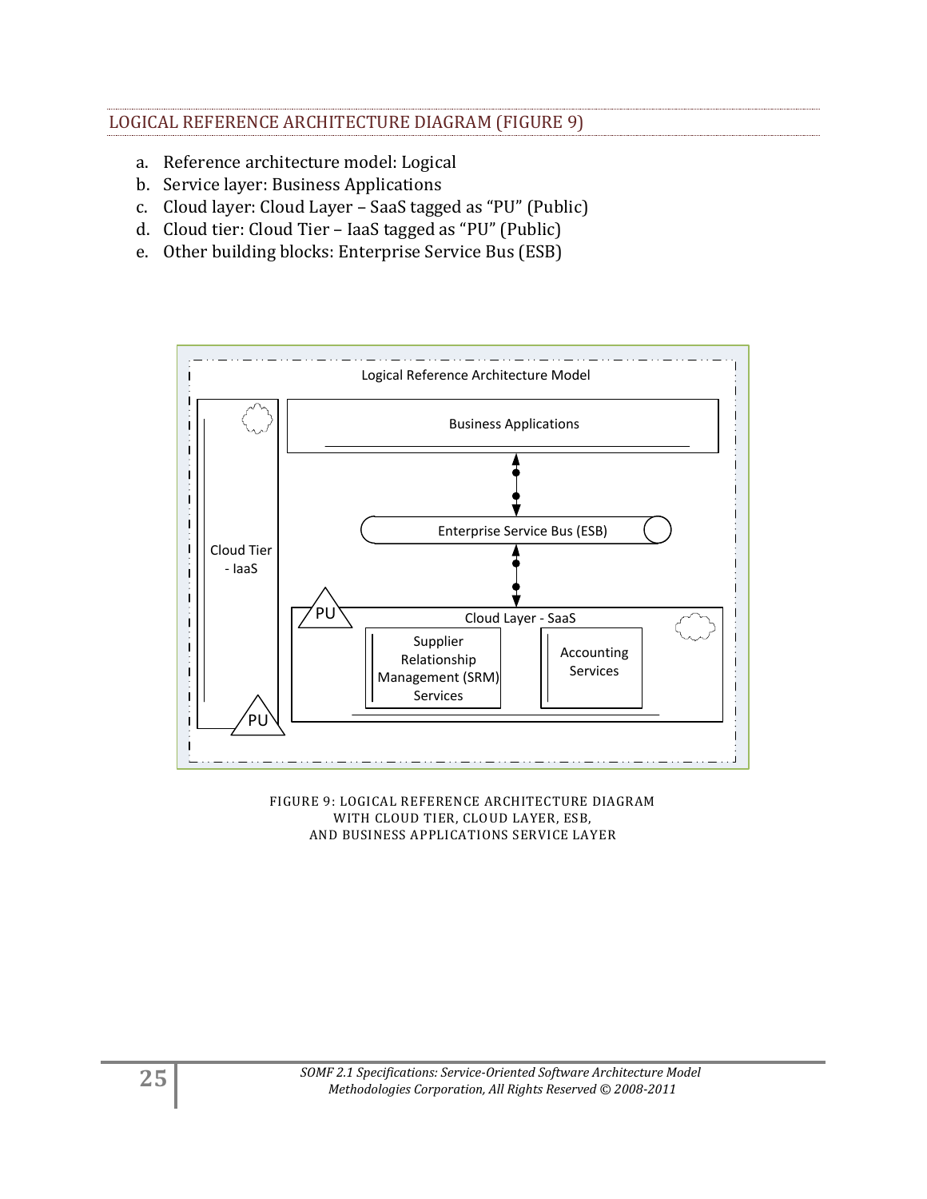## LOGICAL REFERENCE ARCHITECTURE DIAGRAM (FIGURE 9)

a. Reference architecture model: Logical
b. Service layer: Business Applications
c. Cloud layer: Cloud Layer – SaaS tagged as "PU" (Public)
d. Cloud tier: Cloud Tier – IaaS tagged as "PU" (Public)
e. Other building blocks: Enterprise Service Bus (ESB)

Logical Reference Architecture Model

Business Applications

Enterprise Service Bus (ESB)

Cloud Tier - IaaS

PU

Cloud Layer - SaaS

PU

Supplier Relationship Management (SRM) Services

Accounting Services

FIGURE 9: LOGICAL REFERENCE ARCHITECTURE DIAGRAM WITH CLOUD TIER, CLOUD LAYER, ESB, AND BUSINESS APPLICATIONS SERVICE LAYER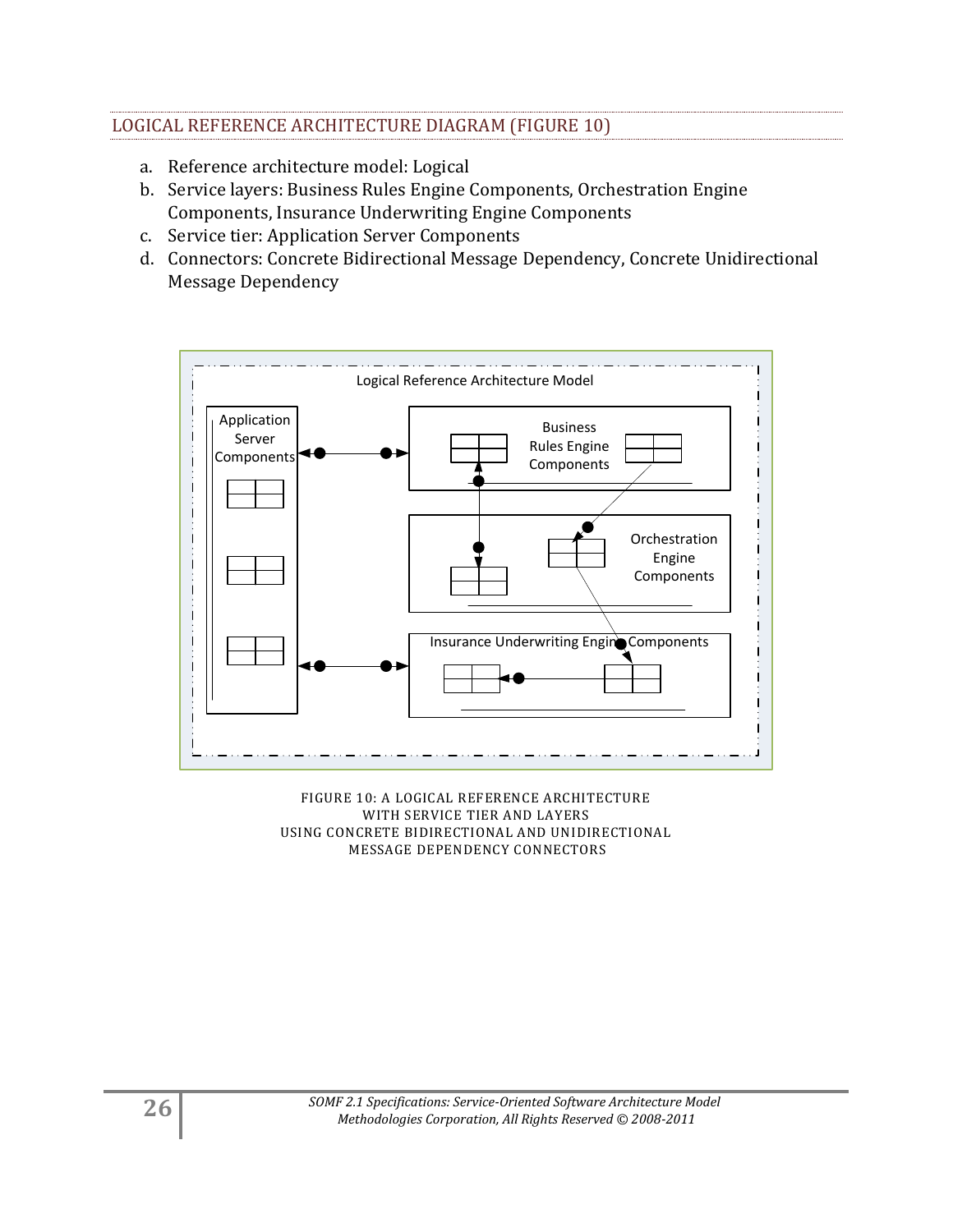## LOGICAL REFERENCE ARCHITECTURE DIAGRAM (FIGURE 10)

a. Reference architecture model: Logical
b. Service layers: Business Rules Engine Components, Orchestration Engine Components, Insurance Underwriting Engine Components
c. Service tier: Application Server Components
d. Connectors: Concrete Bidirectional Message Dependency, Concrete Unidirectional Message Dependency

FIGURE 10: A LOGICAL REFERENCE ARCHITECTURE WITH SERVICE TIER AND LAYERS USING CONCRETE BIDIRECTIONAL AND UNIDIRECTIONAL MESSAGE DEPENDENCY CONNECTORS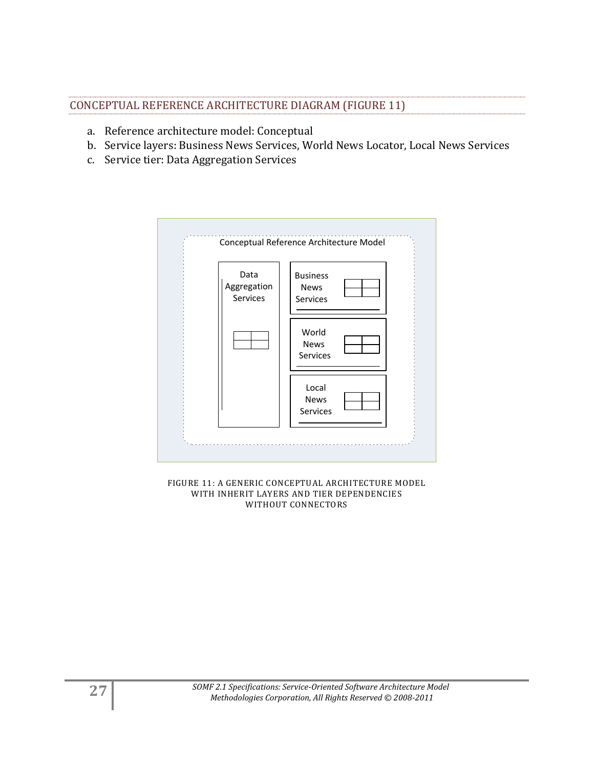## CONCEPTUAL REFERENCE ARCHITECTURE DIAGRAM (FIGURE 11)

a. Reference architecture model: Conceptual
b. Service layers: Business News Services, World News Locator, Local News Services
c. Service tier: Data Aggregation Services

Conceptual Reference Architecture Model

Data Aggregation Services

Business News Services

World News Services

Local News Services

FIGURE 11: A GENERIC CONCEPTUAL ARCHITECTURE MODEL WITH INHERIT LAYERS AND TIER DEPENDENCIES WITHOUT CONNECTORS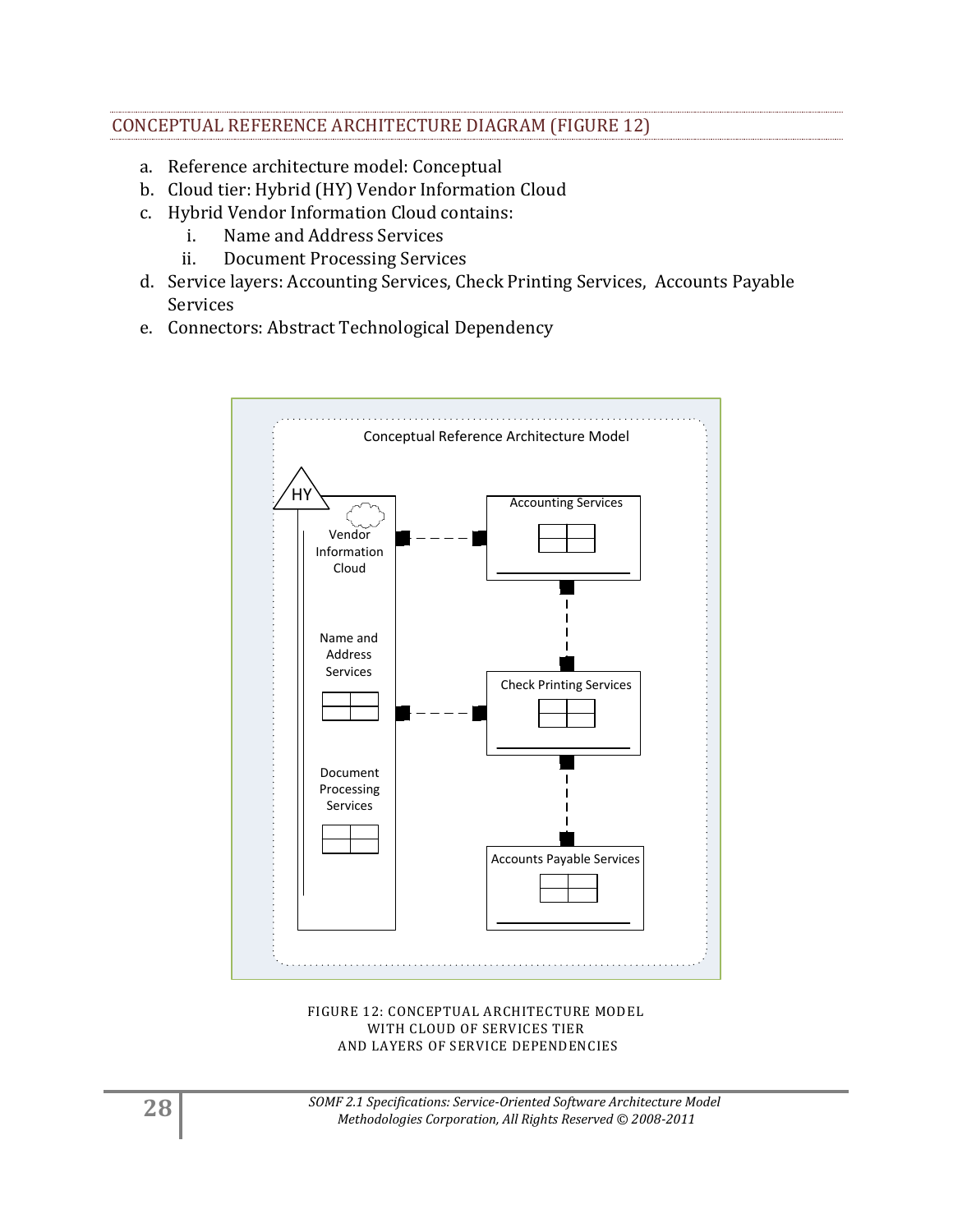## CONCEPTUAL REFERENCE ARCHITECTURE DIAGRAM (FIGURE 12)

a. Reference architecture model: Conceptual
b. Cloud tier: Hybrid (HY) Vendor Information Cloud
c. Hybrid Vendor Information Cloud contains:
   i. Name and Address Services
   ii. Document Processing Services
d. Service layers: Accounting Services, Check Printing Services, Accounts Payable Services
e. Connectors: Abstract Technological Dependency

FIGURE 12: CONCEPTUAL ARCHITECTURE MODEL
WITH CLOUD OF SERVICES TIER
AND LAYERS OF SERVICE DEPENDENCIES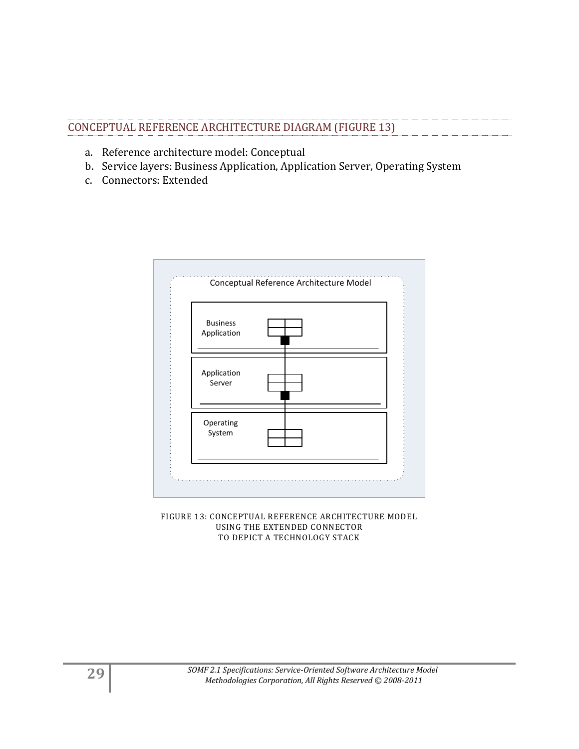## CONCEPTUAL REFERENCE ARCHITECTURE DIAGRAM (FIGURE 13)

a. Reference architecture model: Conceptual
b. Service layers: Business Application, Application Server, Operating System
c. Connectors: Extended

FIGURE 13: CONCEPTUAL REFERENCE ARCHITECTURE MODEL USING THE EXTENDED CONNECTOR TO DEPICT A TECHNOLOGY STACK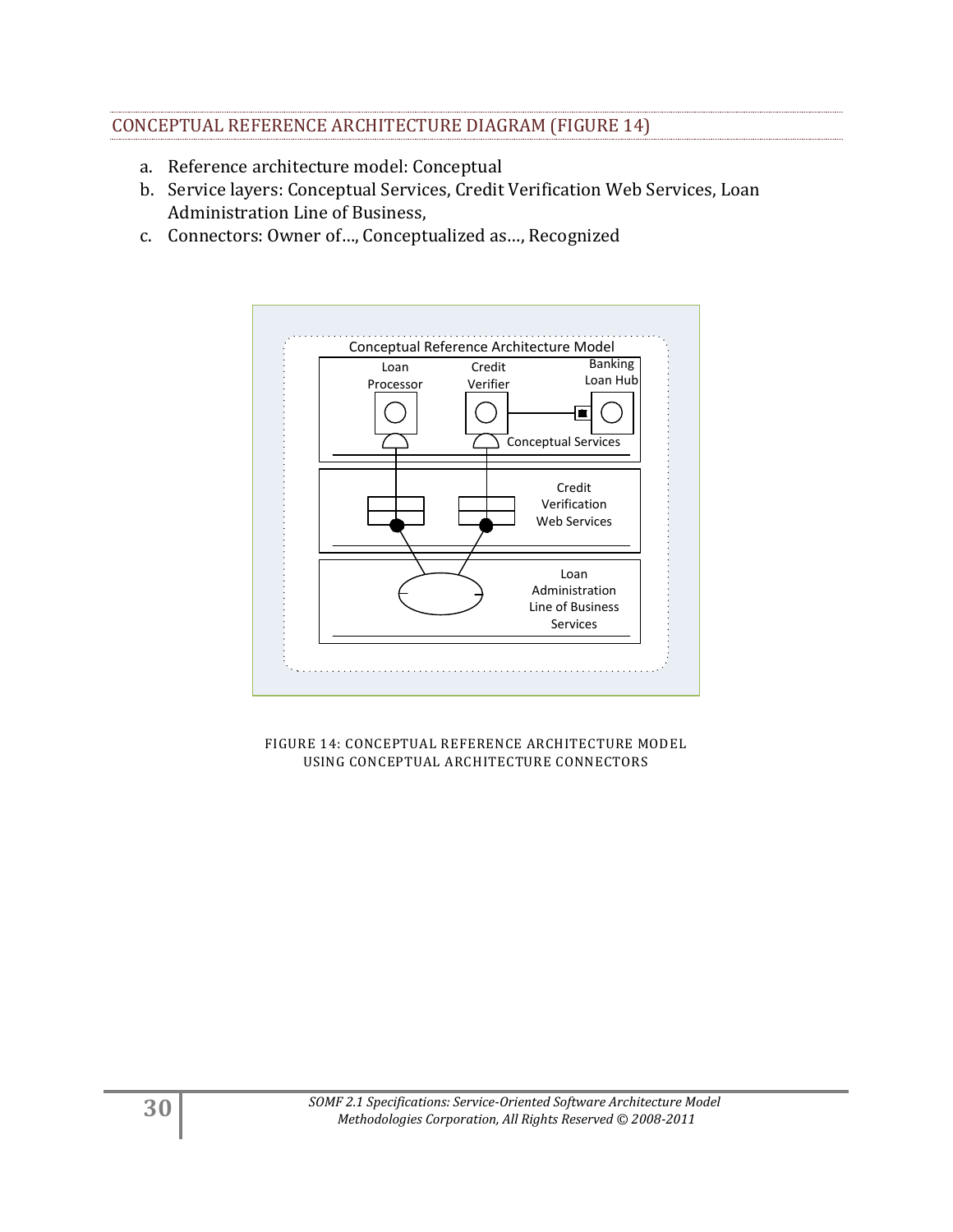## CONCEPTUAL REFERENCE ARCHITECTURE DIAGRAM (FIGURE 14)

a. Reference architecture model: Conceptual
b. Service layers: Conceptual Services, Credit Verification Web Services, Loan Administration Line of Business,
c. Connectors: Owner of…, Conceptualized as…, Recognized

FIGURE 14: CONCEPTUAL REFERENCE ARCHITECTURE MODEL USING CONCEPTUAL ARCHITECTURE CONNECTORS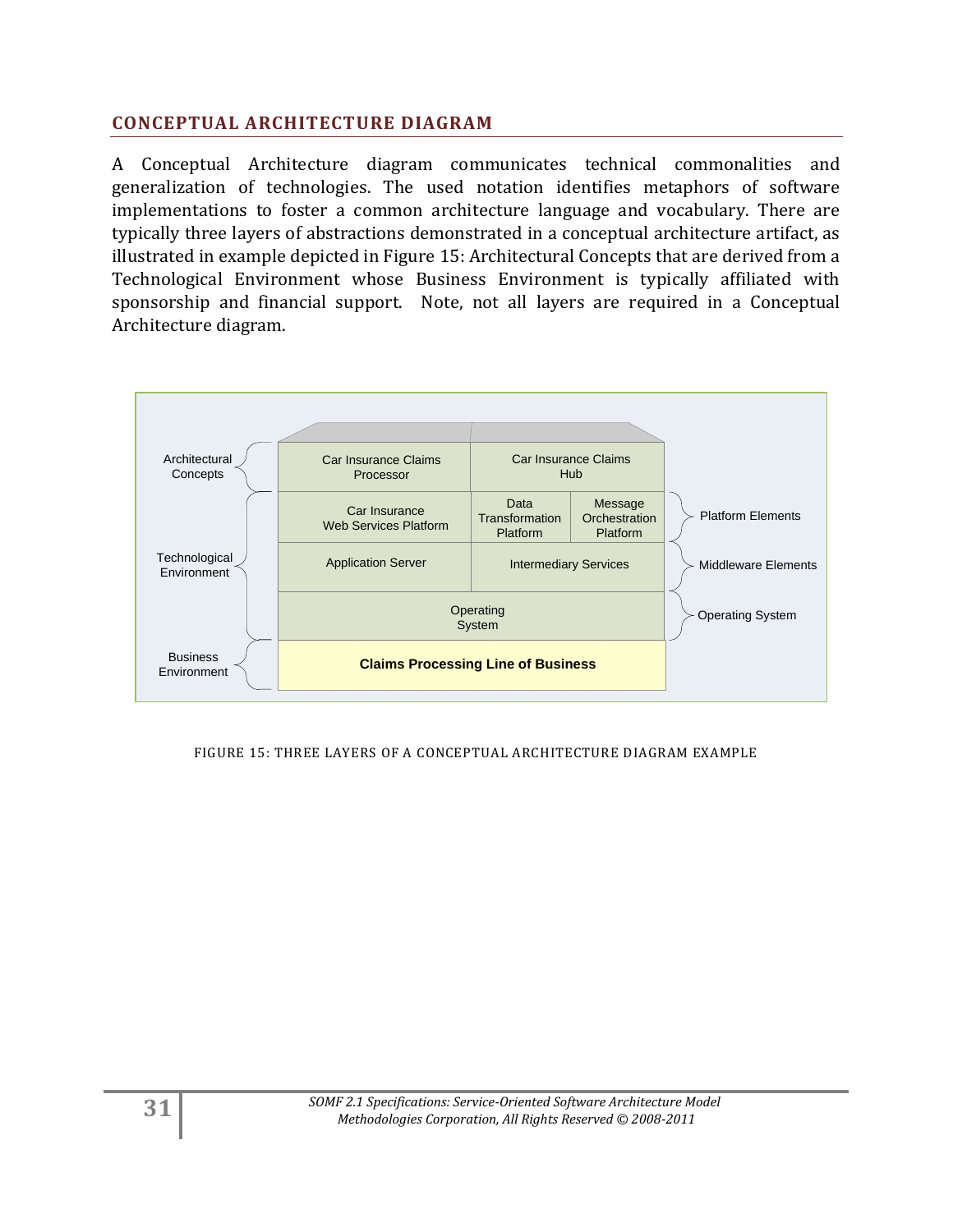## CONCEPTUAL ARCHITECTURE DIAGRAM

A Conceptual Architecture diagram communicates technical commonalities and generalization of technologies. The used notation identifies metaphors of software implementations to foster a common architecture language and vocabulary. There are typically three layers of abstractions demonstrated in a conceptual architecture artifact, as illustrated in example depicted in Figure 15: Architectural Concepts that are derived from a Technological Environment whose Business Environment is typically affiliated with sponsorship and financial support. Note, not all layers are required in a Conceptual Architecture diagram.

FIGURE 15: THREE LAYERS OF A CONCEPTUAL ARCHITECTURE DIAGRAM EXAMPLE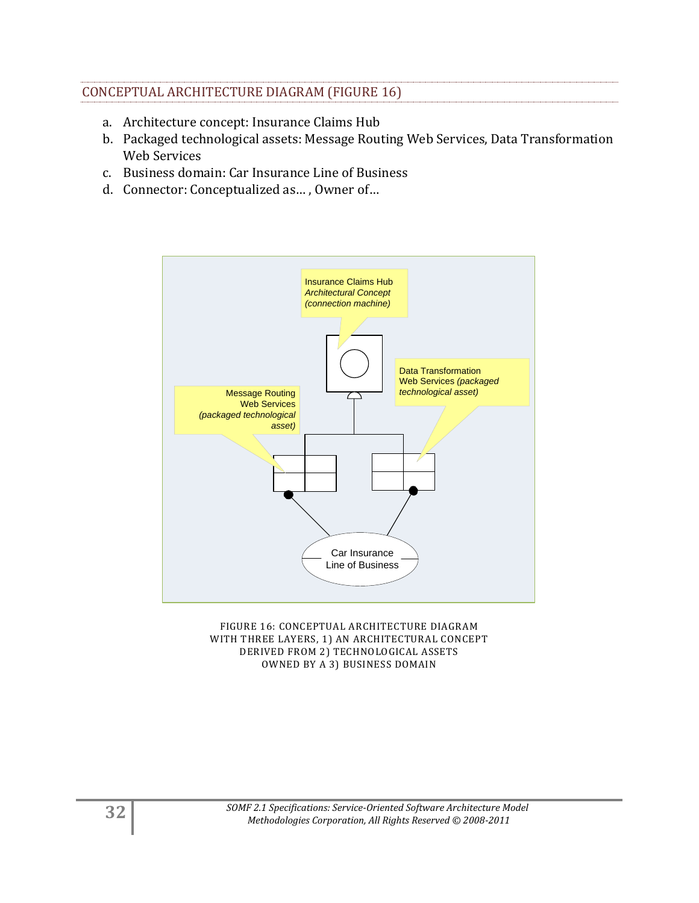## CONCEPTUAL ARCHITECTURE DIAGRAM (FIGURE 16)

a. Architecture concept: Insurance Claims Hub
b. Packaged technological assets: Message Routing Web Services, Data Transformation Web Services
c. Business domain: Car Insurance Line of Business
d. Connector: Conceptualized as… , Owner of…

FIGURE 16: CONCEPTUAL ARCHITECTURE DIAGRAM WITH THREE LAYERS, 1) AN ARCHITECTURAL CONCEPT DERIVED FROM 2) TECHNOLOGICAL ASSETS OWNED BY A 3) BUSINESS DOMAIN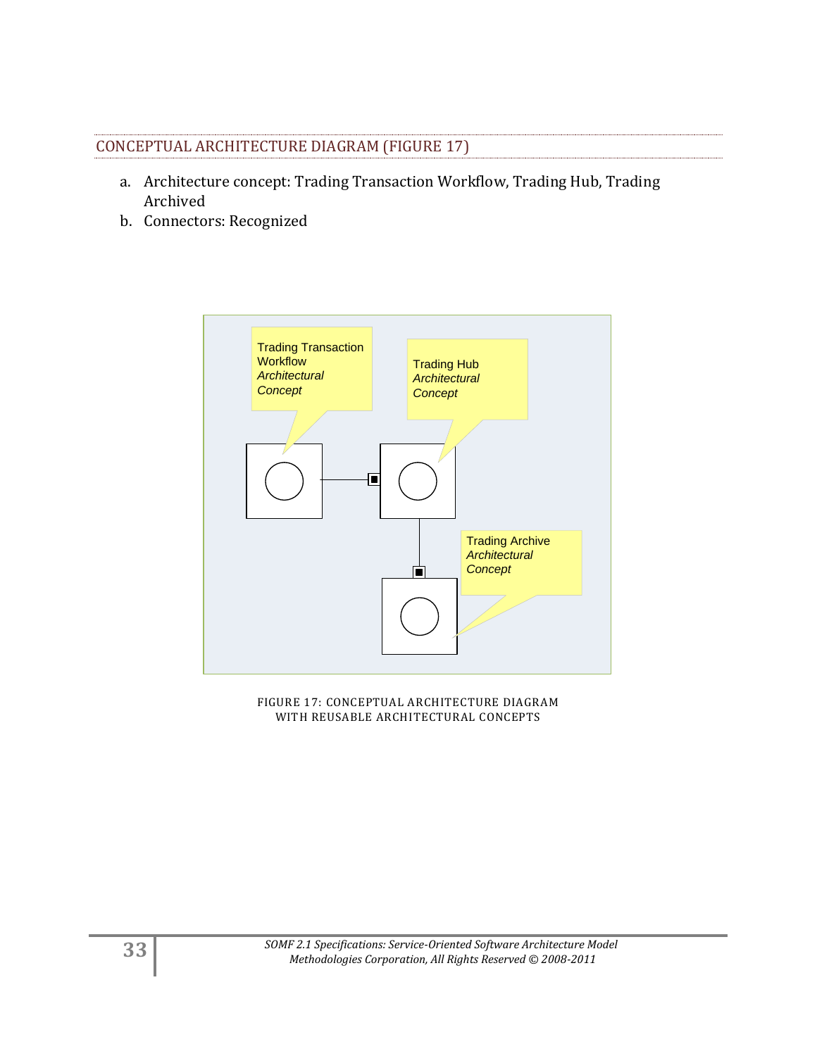## CONCEPTUAL ARCHITECTURE DIAGRAM (FIGURE 17)

a. Architecture concept: Trading Transaction Workflow, Trading Hub, Trading Archived
b. Connectors: Recognized

FIGURE 17: CONCEPTUAL ARCHITECTURE DIAGRAM WITH REUSABLE ARCHITECTURAL CONCEPTS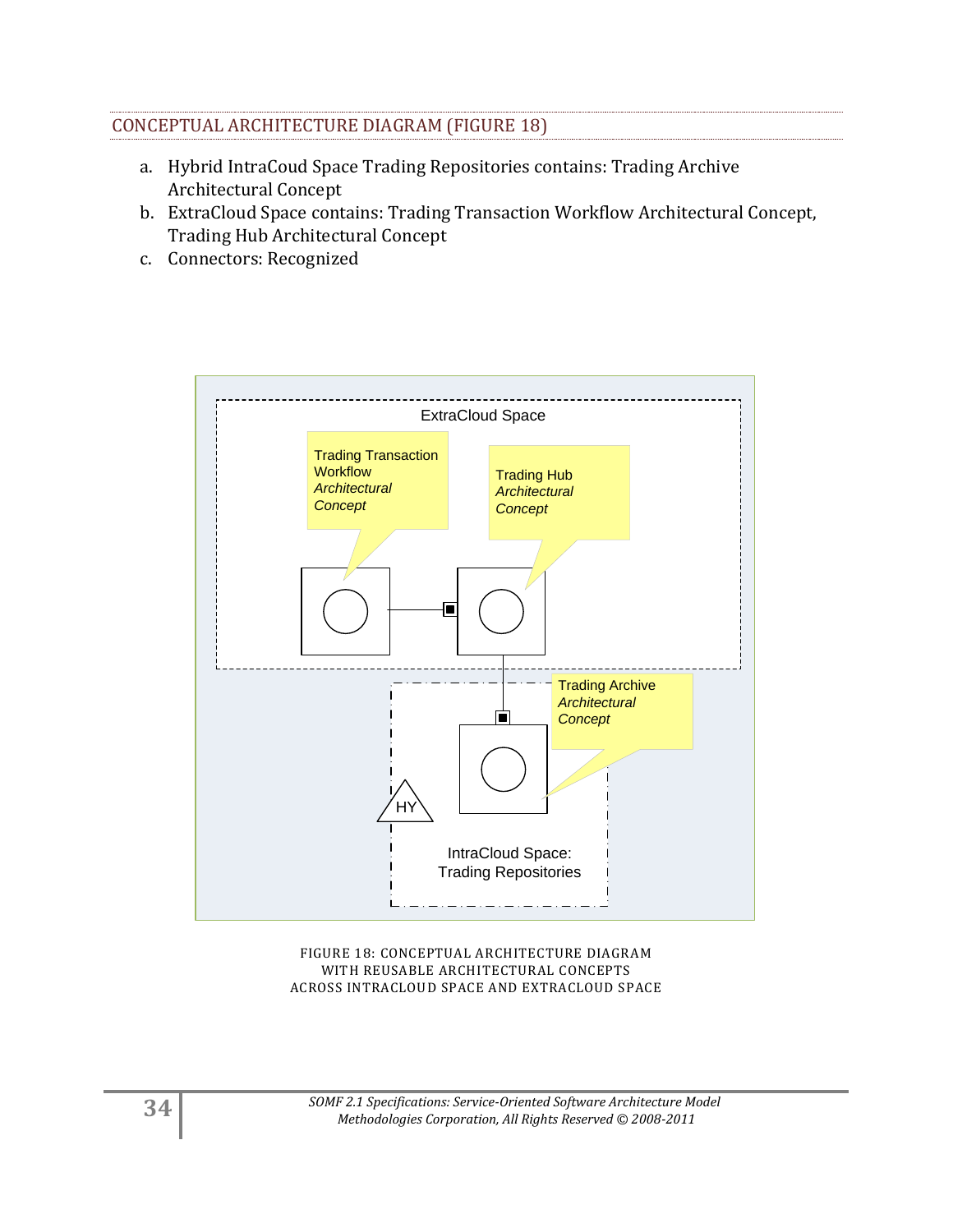## CONCEPTUAL ARCHITECTURE DIAGRAM (FIGURE 18)

a. Hybrid IntraCoud Space Trading Repositories contains: Trading Archive Architectural Concept
b. ExtraCloud Space contains: Trading Transaction Workflow Architectural Concept, Trading Hub Architectural Concept
c. Connectors: Recognized

FIGURE 18: CONCEPTUAL ARCHITECTURE DIAGRAM WITH REUSABLE ARCHITECTURAL CONCEPTS ACROSS INTRACLOUD SPACE AND EXTRACLOUD SPACE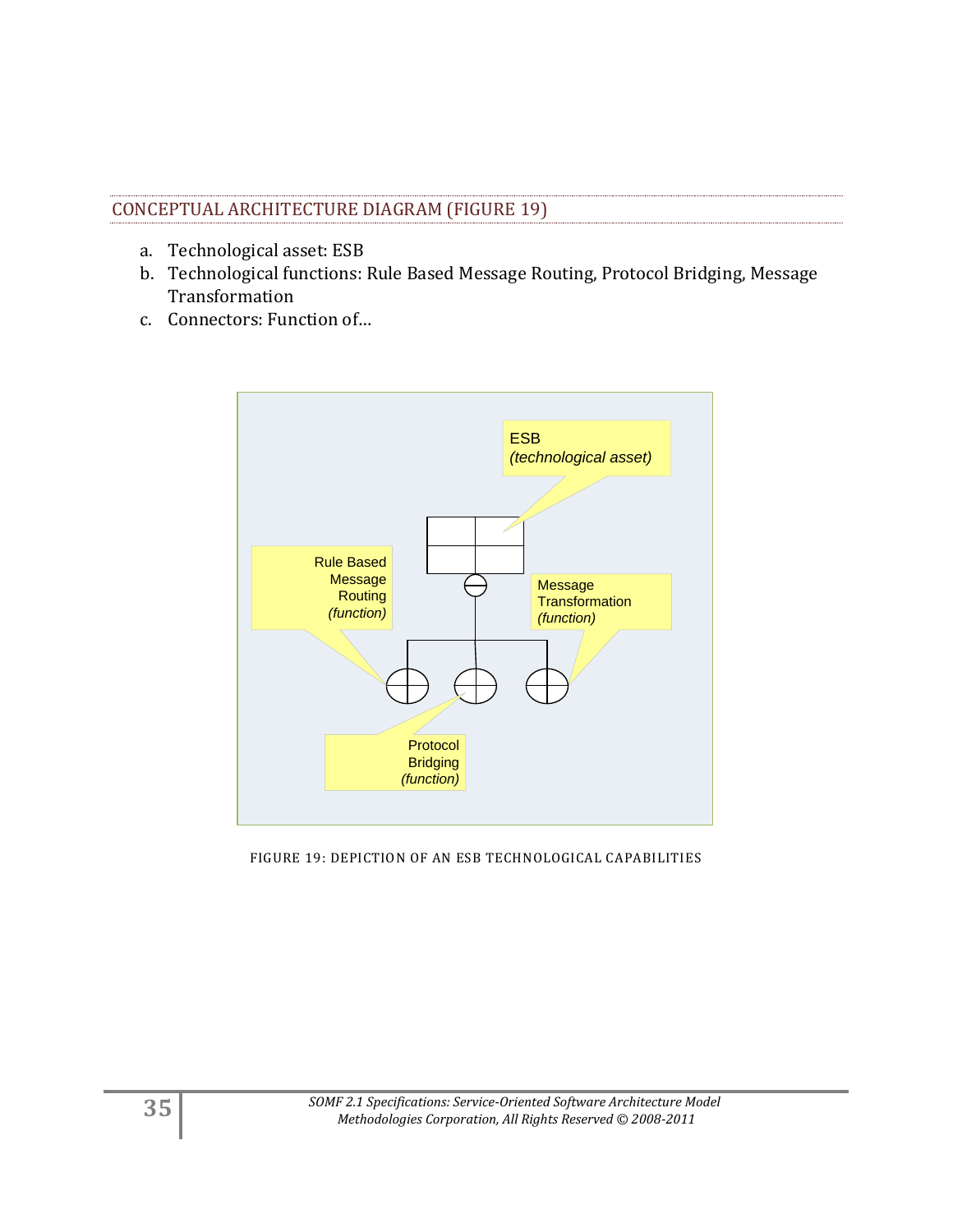## CONCEPTUAL ARCHITECTURE DIAGRAM (FIGURE 19)

a. Technological asset: ESB
b. Technological functions: Rule Based Message Routing, Protocol Bridging, Message Transformation
c. Connectors: Function of…

FIGURE 19: DEPICTION OF AN ESB TECHNOLOGICAL CAPABILITIES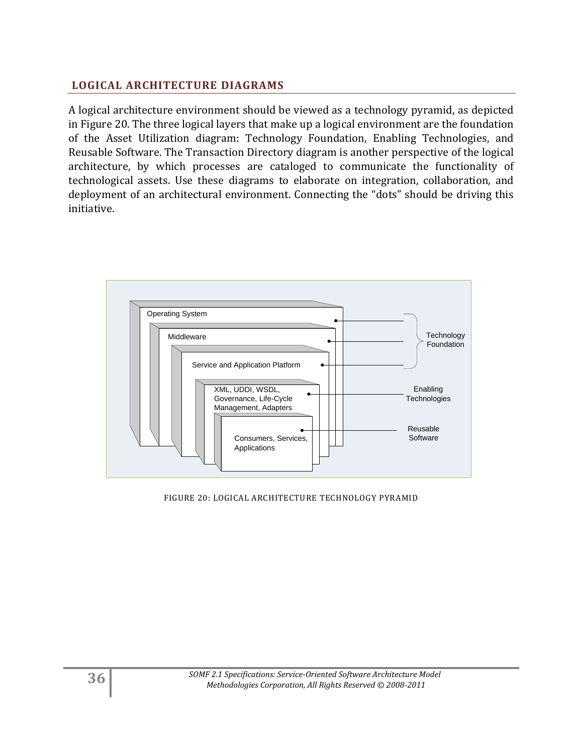## LOGICAL ARCHITECTURE DIAGRAMS

A logical architecture environment should be viewed as a technology pyramid, as depicted in Figure 20. The three logical layers that make up a logical environment are the foundation of the Asset Utilization diagram: Technology Foundation, Enabling Technologies, and Reusable Software. The Transaction Directory diagram is another perspective of the logical architecture, by which processes are cataloged to communicate the functionality of technological assets. Use these diagrams to elaborate on integration, collaboration, and deployment of an architectural environment. Connecting the "dots" should be driving this initiative.

Operating System

Middleware

Service and Application Platform

XML, UDDI, WSDL, Governance, Life-Cycle Management, Adapters

Consumers, Services, Applications

Technology Foundation

Enabling Technologies

Reusable Software

FIGURE 20: LOGICAL ARCHITECTURE TECHNOLOGY PYRAMID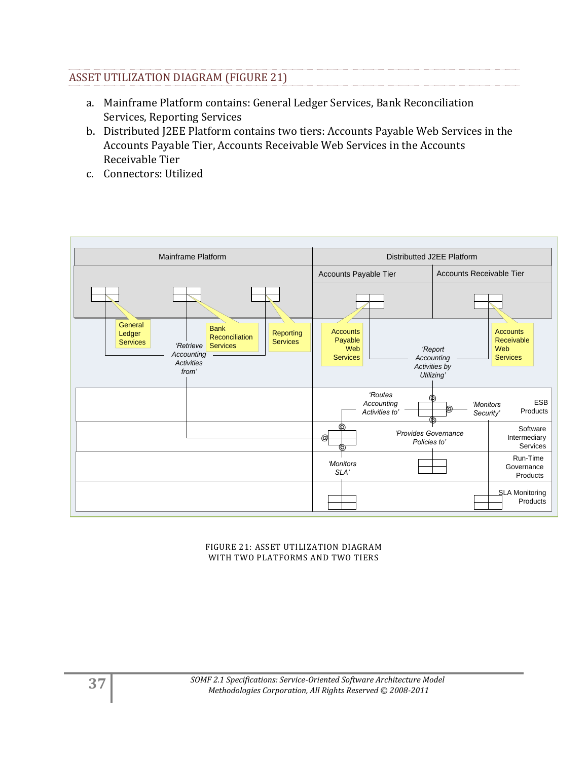## ASSET UTILIZATION DIAGRAM (FIGURE 21)

a. Mainframe Platform contains: General Ledger Services, Bank Reconciliation Services, Reporting Services
b. Distributed J2EE Platform contains two tiers: Accounts Payable Web Services in the Accounts Payable Tier, Accounts Receivable Web Services in the Accounts Receivable Tier
c. Connectors: Utilized

FIGURE 21: ASSET UTILIZATION DIAGRAM WITH TWO PLATFORMS AND TWO TIERS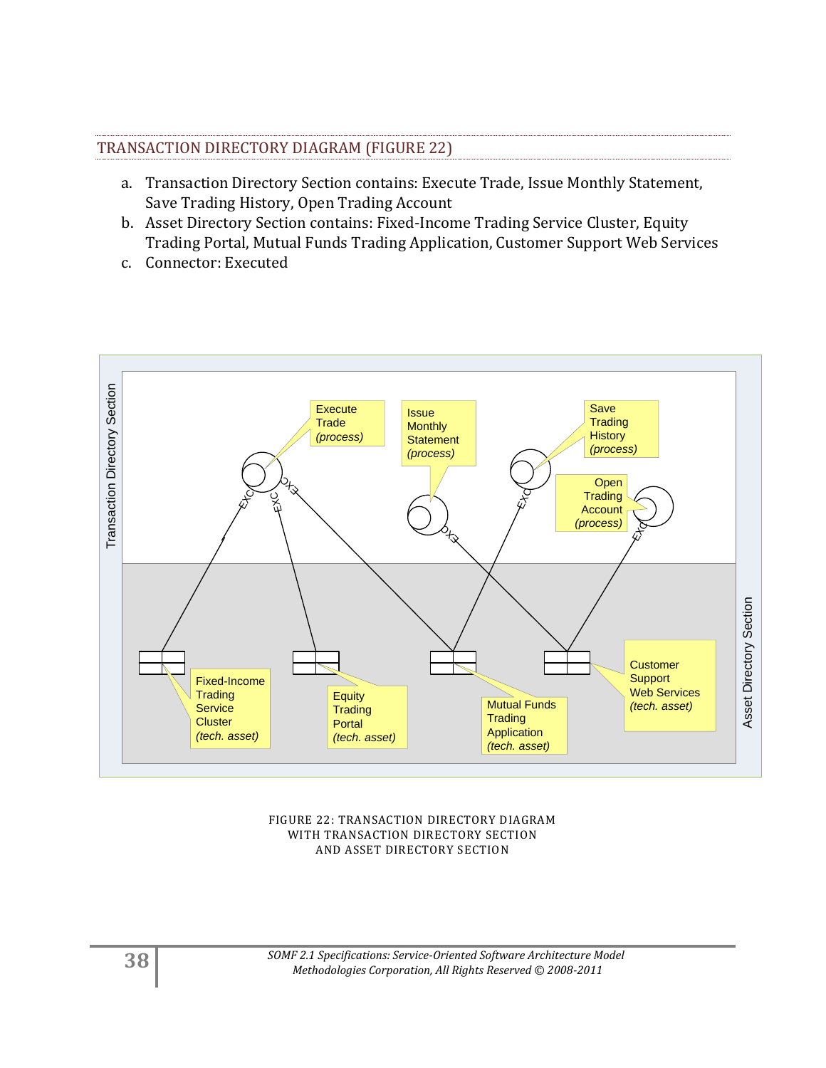## TRANSACTION DIRECTORY DIAGRAM (FIGURE 22)

a. Transaction Directory Section contains: Execute Trade, Issue Monthly Statement, Save Trading History, Open Trading Account
b. Asset Directory Section contains: Fixed-Income Trading Service Cluster, Equity Trading Portal, Mutual Funds Trading Application, Customer Support Web Services
c. Connector: Executed

Transaction Directory Section

Execute Trade (process)

Issue Monthly Statement (process)

Save Trading History (process)

Open Trading Account (process)

EXC

Asset Directory Section

Fixed-Income Trading Service Cluster (tech. asset)

Equity Trading Portal (tech. asset)

Mutual Funds Trading Application (tech. asset)

Customer Support Web Services (tech. asset)

FIGURE 22: TRANSACTION DIRECTORY DIAGRAM WITH TRANSACTION DIRECTORY SECTION AND ASSET DIRECTORY SECTION